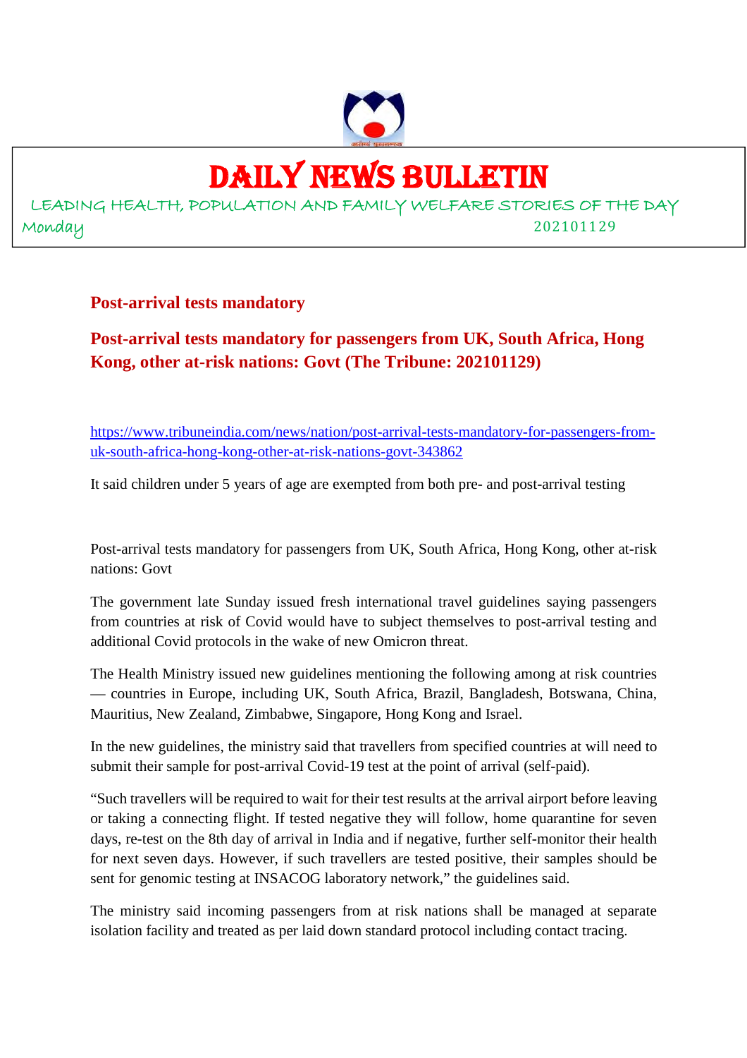# DAILY NEWS BULLETIN

LEADING HEALTH, POPULATION AND FAMILY WELFARE STORIES OF THE DAY

Monday 202101129

## Post-arrival tests mandatory

## Post-arrival tests mandatory for passengers from UK, South Africa, Hong Kong, other at-risk nations: Govt (The Tribune: 202101129)

https://www.tribuneindia.com/news/nation/post-arrival-tests-mandatory-for-passengers-from-uk-south-africa-hong-kong-other-at-risk-nations-govt-343862

It said children under 5 years of age are exempted from both pre- and post-arrival testing

Post-arrival tests mandatory for passengers from UK, South Africa, Hong Kong, other at-risk nations: Govt

The government late Sunday issued fresh international travel guidelines saying passengers from countries at risk of Covid would have to subject themselves to post-arrival testing and additional Covid protocols in the wake of new Omicron threat.

The Health Ministry issued new guidelines mentioning the following among at risk countries — countries in Europe, including UK, South Africa, Brazil, Bangladesh, Botswana, China, Mauritius, New Zealand, Zimbabwe, Singapore, Hong Kong and Israel.

In the new guidelines, the ministry said that travellers from specified countries at will need to submit their sample for post-arrival Covid-19 test at the point of arrival (self-paid).

"Such travellers will be required to wait for their test results at the arrival airport before leaving or taking a connecting flight. If tested negative they will follow, home quarantine for seven days, re-test on the 8th day of arrival in India and if negative, further self-monitor their health for next seven days. However, if such travellers are tested positive, their samples should be sent for genomic testing at INSACOG laboratory network," the guidelines said.

The ministry said incoming passengers from at risk nations shall be managed at separate isolation facility and treated as per laid down standard protocol including contact tracing.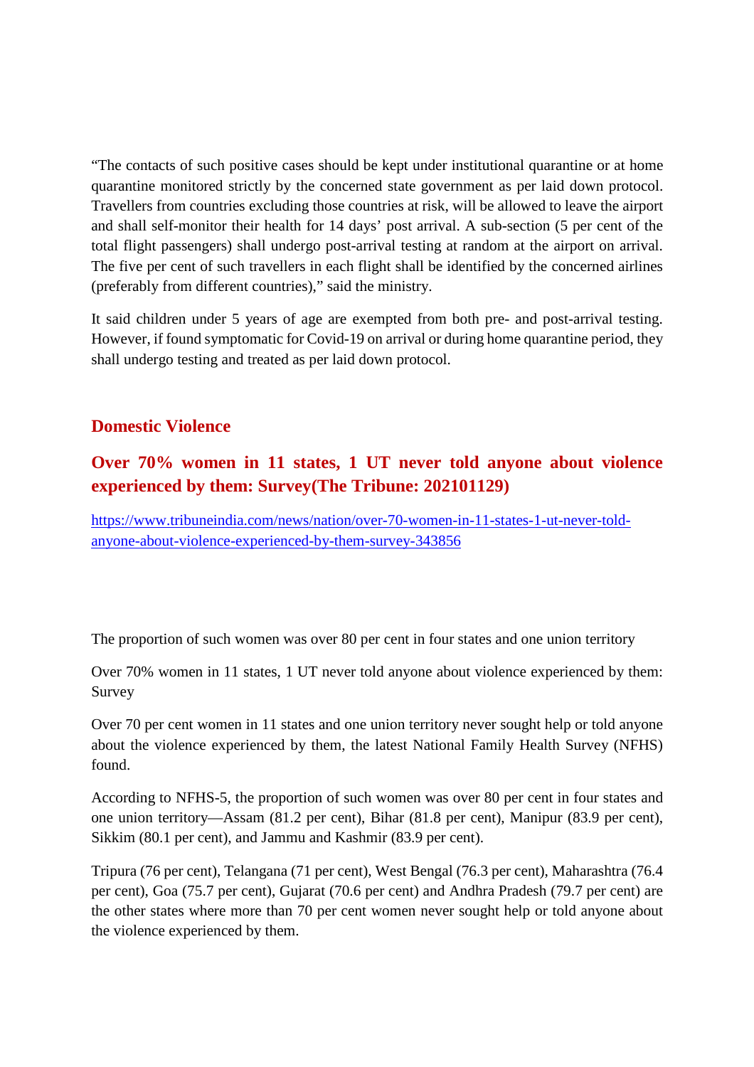"The contacts of such positive cases should be kept under institutional quarantine or at home quarantine monitored strictly by the concerned state government as per laid down protocol. Travellers from countries excluding those countries at risk, will be allowed to leave the airport and shall self-monitor their health for 14 days' post arrival. A sub-section (5 per cent of the total flight passengers) shall undergo post-arrival testing at random at the airport on arrival. The five per cent of such travellers in each flight shall be identified by the concerned airlines (preferably from different countries)," said the ministry.

It said children under 5 years of age are exempted from both pre- and post-arrival testing. However, if found symptomatic for Covid-19 on arrival or during home quarantine period, they shall undergo testing and treated as per laid down protocol.

## Domestic Violence

### Over 70% women in 11 states, 1 UT never told anyone about violence experienced by them: Survey(The Tribune: 202101129)

https://www.tribuneindia.com/news/nation/over-70-women-in-11-states-1-ut-never-told-anyone-about-violence-experienced-by-them-survey-343856

The proportion of such women was over 80 per cent in four states and one union territory

Over 70% women in 11 states, 1 UT never told anyone about violence experienced by them: Survey

Over 70 per cent women in 11 states and one union territory never sought help or told anyone about the violence experienced by them, the latest National Family Health Survey (NFHS) found.

According to NFHS-5, the proportion of such women was over 80 per cent in four states and one union territory—Assam (81.2 per cent), Bihar (81.8 per cent), Manipur (83.9 per cent), Sikkim (80.1 per cent), and Jammu and Kashmir (83.9 per cent).

Tripura (76 per cent), Telangana (71 per cent), West Bengal (76.3 per cent), Maharashtra (76.4 per cent), Goa (75.7 per cent), Gujarat (70.6 per cent) and Andhra Pradesh (79.7 per cent) are the other states where more than 70 per cent women never sought help or told anyone about the violence experienced by them.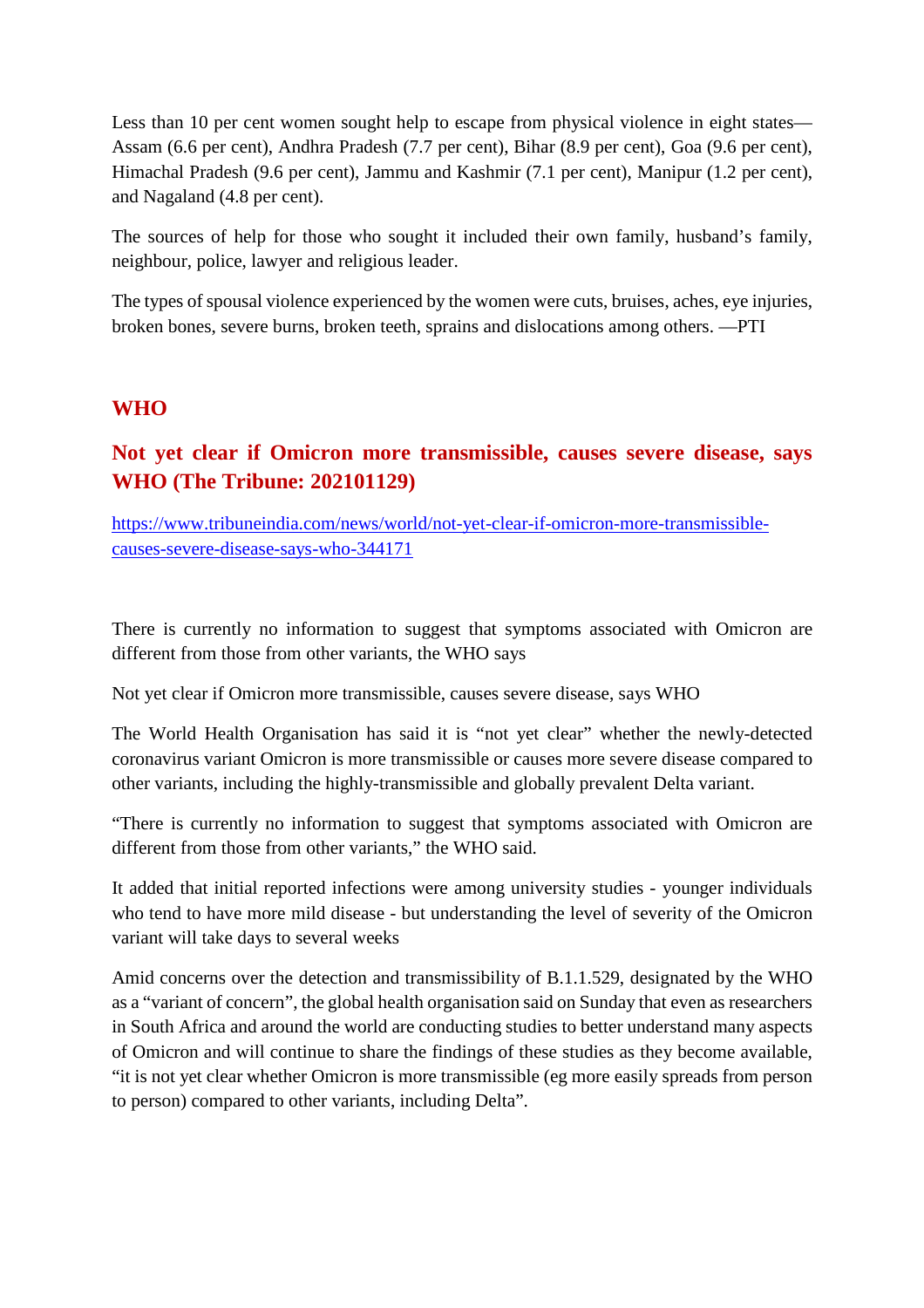Less than 10 per cent women sought help to escape from physical violence in eight states—Assam (6.6 per cent), Andhra Pradesh (7.7 per cent), Bihar (8.9 per cent), Goa (9.6 per cent), Himachal Pradesh (9.6 per cent), Jammu and Kashmir (7.1 per cent), Manipur (1.2 per cent), and Nagaland (4.8 per cent).

The sources of help for those who sought it included their own family, husband's family, neighbour, police, lawyer and religious leader.

The types of spousal violence experienced by the women were cuts, bruises, aches, eye injuries, broken bones, severe burns, broken teeth, sprains and dislocations among others. —PTI

## WHO

### Not yet clear if Omicron more transmissible, causes severe disease, says WHO (The Tribune: 202101129)

https://www.tribuneindia.com/news/world/not-yet-clear-if-omicron-more-transmissible-causes-severe-disease-says-who-344171

There is currently no information to suggest that symptoms associated with Omicron are different from those from other variants, the WHO says

Not yet clear if Omicron more transmissible, causes severe disease, says WHO

The World Health Organisation has said it is "not yet clear" whether the newly-detected coronavirus variant Omicron is more transmissible or causes more severe disease compared to other variants, including the highly-transmissible and globally prevalent Delta variant.

"There is currently no information to suggest that symptoms associated with Omicron are different from those from other variants," the WHO said.

It added that initial reported infections were among university studies - younger individuals who tend to have more mild disease - but understanding the level of severity of the Omicron variant will take days to several weeks

Amid concerns over the detection and transmissibility of B.1.1.529, designated by the WHO as a "variant of concern", the global health organisation said on Sunday that even as researchers in South Africa and around the world are conducting studies to better understand many aspects of Omicron and will continue to share the findings of these studies as they become available, "it is not yet clear whether Omicron is more transmissible (eg more easily spreads from person to person) compared to other variants, including Delta".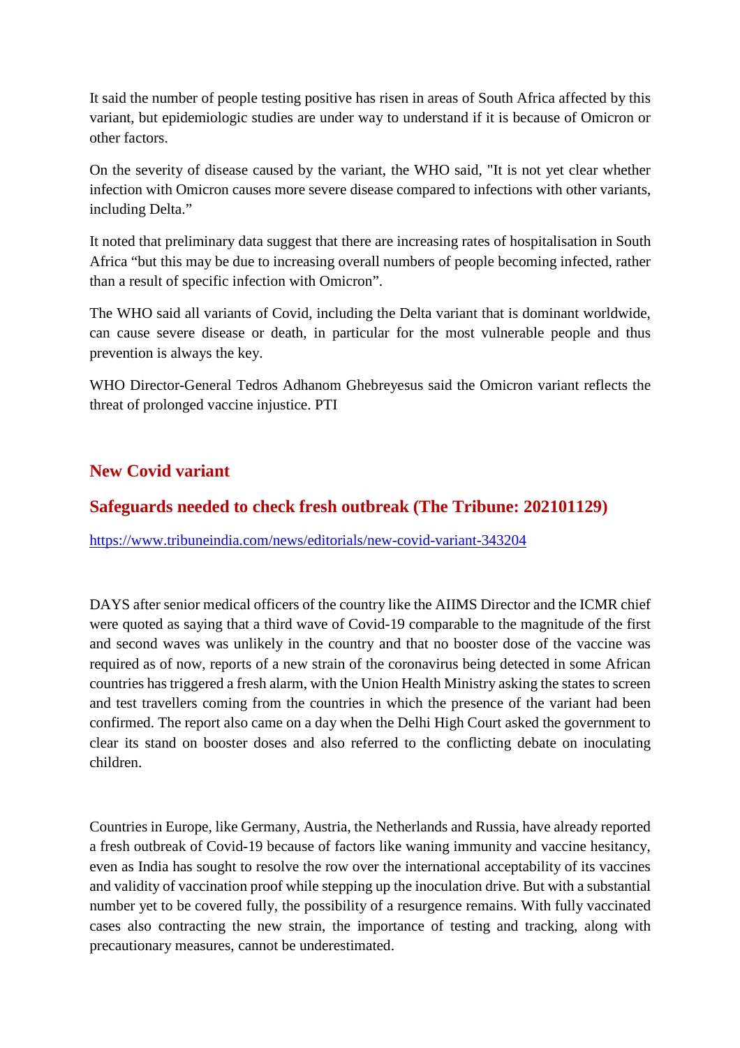It said the number of people testing positive has risen in areas of South Africa affected by this variant, but epidemiologic studies are under way to understand if it is because of Omicron or other factors.

On the severity of disease caused by the variant, the WHO said, "It is not yet clear whether infection with Omicron causes more severe disease compared to infections with other variants, including Delta."

It noted that preliminary data suggest that there are increasing rates of hospitalisation in South Africa "but this may be due to increasing overall numbers of people becoming infected, rather than a result of specific infection with Omicron".

The WHO said all variants of Covid, including the Delta variant that is dominant worldwide, can cause severe disease or death, in particular for the most vulnerable people and thus prevention is always the key.

WHO Director-General Tedros Adhanom Ghebreyesus said the Omicron variant reflects the threat of prolonged vaccine injustice. PTI

## New Covid variant

## Safeguards needed to check fresh outbreak (The Tribune: 202101129)

https://www.tribuneindia.com/news/editorials/new-covid-variant-343204

DAYS after senior medical officers of the country like the AIIMS Director and the ICMR chief were quoted as saying that a third wave of Covid-19 comparable to the magnitude of the first and second waves was unlikely in the country and that no booster dose of the vaccine was required as of now, reports of a new strain of the coronavirus being detected in some African countries has triggered a fresh alarm, with the Union Health Ministry asking the states to screen and test travellers coming from the countries in which the presence of the variant had been confirmed. The report also came on a day when the Delhi High Court asked the government to clear its stand on booster doses and also referred to the conflicting debate on inoculating children.

Countries in Europe, like Germany, Austria, the Netherlands and Russia, have already reported a fresh outbreak of Covid-19 because of factors like waning immunity and vaccine hesitancy, even as India has sought to resolve the row over the international acceptability of its vaccines and validity of vaccination proof while stepping up the inoculation drive. But with a substantial number yet to be covered fully, the possibility of a resurgence remains. With fully vaccinated cases also contracting the new strain, the importance of testing and tracking, along with precautionary measures, cannot be underestimated.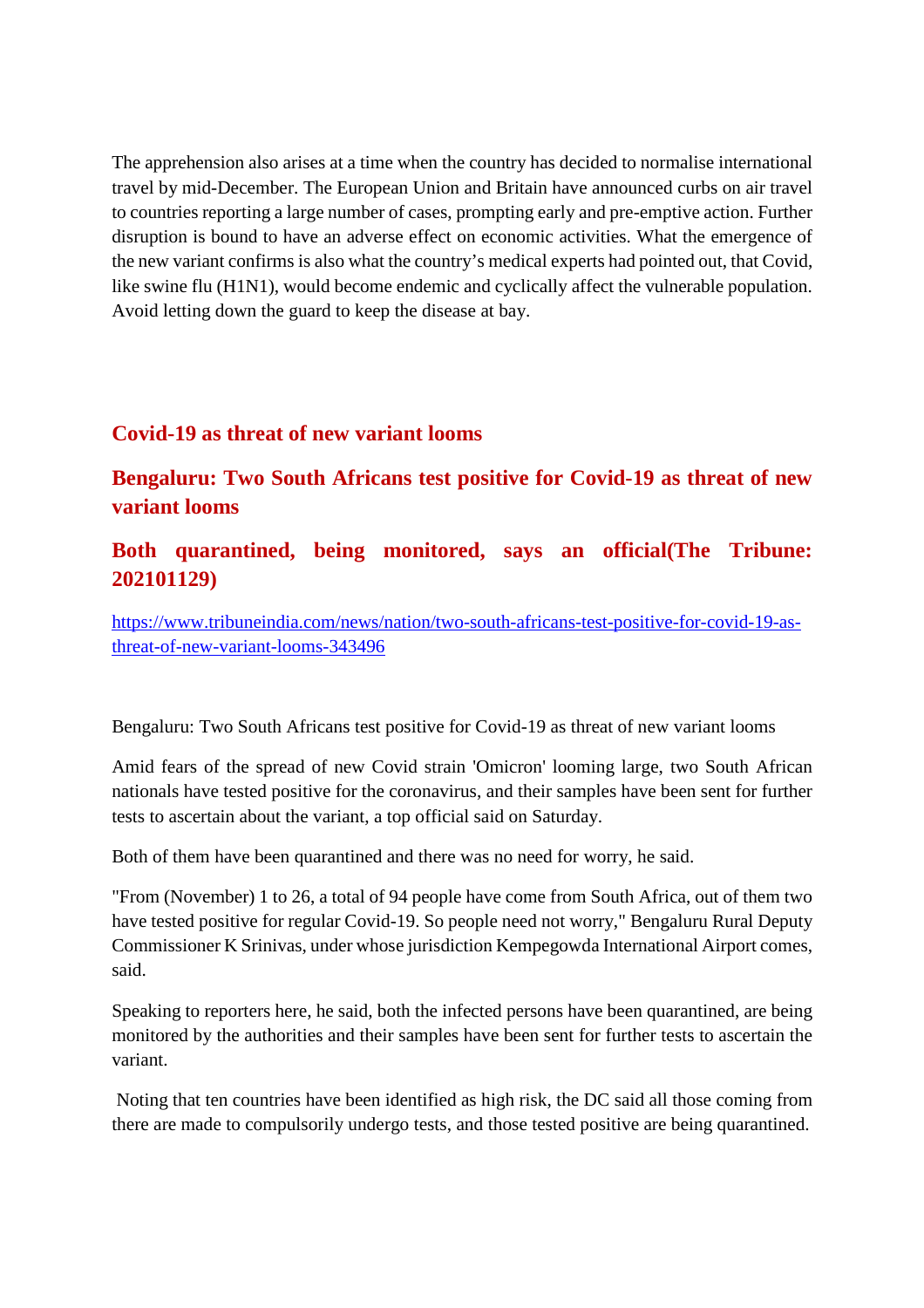The apprehension also arises at a time when the country has decided to normalise international travel by mid-December. The European Union and Britain have announced curbs on air travel to countries reporting a large number of cases, prompting early and pre-emptive action. Further disruption is bound to have an adverse effect on economic activities. What the emergence of the new variant confirms is also what the country's medical experts had pointed out, that Covid, like swine flu (H1N1), would become endemic and cyclically affect the vulnerable population. Avoid letting down the guard to keep the disease at bay.

## Covid-19 as threat of new variant looms

## Bengaluru: Two South Africans test positive for Covid-19 as threat of new variant looms

## Both quarantined, being monitored, says an official(The Tribune: 202101129)

https://www.tribuneindia.com/news/nation/two-south-africans-test-positive-for-covid-19-as-threat-of-new-variant-looms-343496

Bengaluru: Two South Africans test positive for Covid-19 as threat of new variant looms

Amid fears of the spread of new Covid strain 'Omicron' looming large, two South African nationals have tested positive for the coronavirus, and their samples have been sent for further tests to ascertain about the variant, a top official said on Saturday.

Both of them have been quarantined and there was no need for worry, he said.

"From (November) 1 to 26, a total of 94 people have come from South Africa, out of them two have tested positive for regular Covid-19. So people need not worry," Bengaluru Rural Deputy Commissioner K Srinivas, under whose jurisdiction Kempegowda International Airport comes, said.

Speaking to reporters here, he said, both the infected persons have been quarantined, are being monitored by the authorities and their samples have been sent for further tests to ascertain the variant.

Noting that ten countries have been identified as high risk, the DC said all those coming from there are made to compulsorily undergo tests, and those tested positive are being quarantined.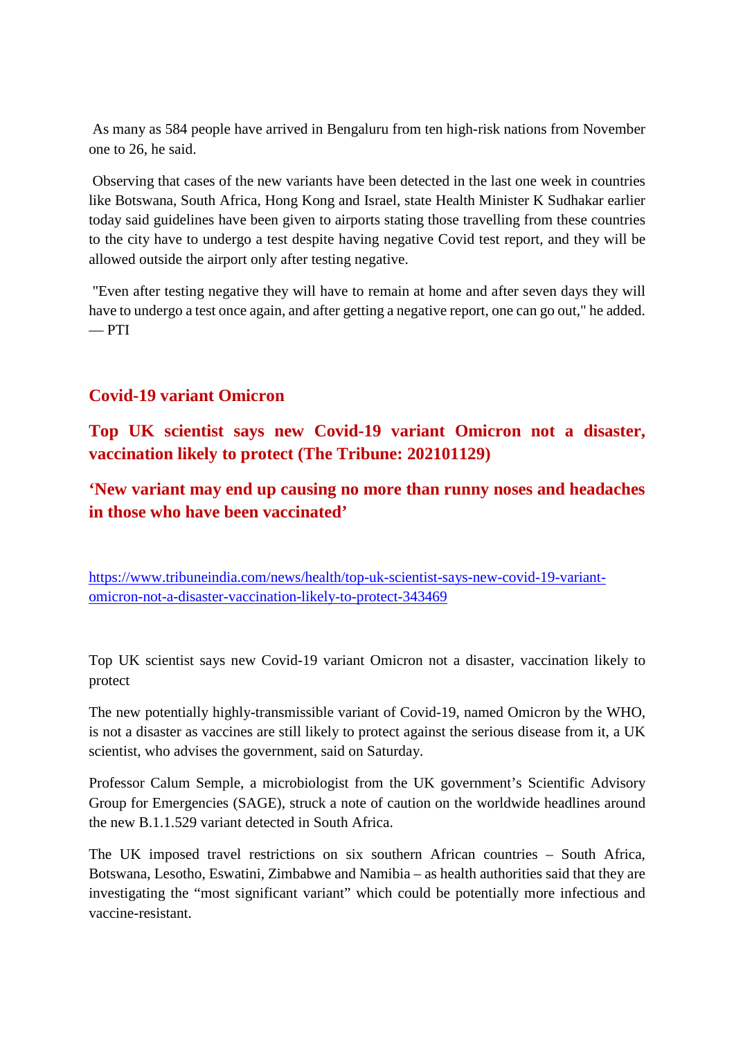As many as 584 people have arrived in Bengaluru from ten high-risk nations from November one to 26, he said.

Observing that cases of the new variants have been detected in the last one week in countries like Botswana, South Africa, Hong Kong and Israel, state Health Minister K Sudhakar earlier today said guidelines have been given to airports stating those travelling from these countries to the city have to undergo a test despite having negative Covid test report, and they will be allowed outside the airport only after testing negative.

"Even after testing negative they will have to remain at home and after seven days they will have to undergo a test once again, and after getting a negative report, one can go out," he added. — PTI

## Covid-19 variant Omicron

## Top UK scientist says new Covid-19 variant Omicron not a disaster, vaccination likely to protect (The Tribune: 202101129)

## 'New variant may end up causing no more than runny noses and headaches in those who have been vaccinated'

https://www.tribuneindia.com/news/health/top-uk-scientist-says-new-covid-19-variant-omicron-not-a-disaster-vaccination-likely-to-protect-343469

Top UK scientist says new Covid-19 variant Omicron not a disaster, vaccination likely to protect

The new potentially highly-transmissible variant of Covid-19, named Omicron by the WHO, is not a disaster as vaccines are still likely to protect against the serious disease from it, a UK scientist, who advises the government, said on Saturday.

Professor Calum Semple, a microbiologist from the UK government's Scientific Advisory Group for Emergencies (SAGE), struck a note of caution on the worldwide headlines around the new B.1.1.529 variant detected in South Africa.

The UK imposed travel restrictions on six southern African countries – South Africa, Botswana, Lesotho, Eswatini, Zimbabwe and Namibia – as health authorities said that they are investigating the "most significant variant" which could be potentially more infectious and vaccine-resistant.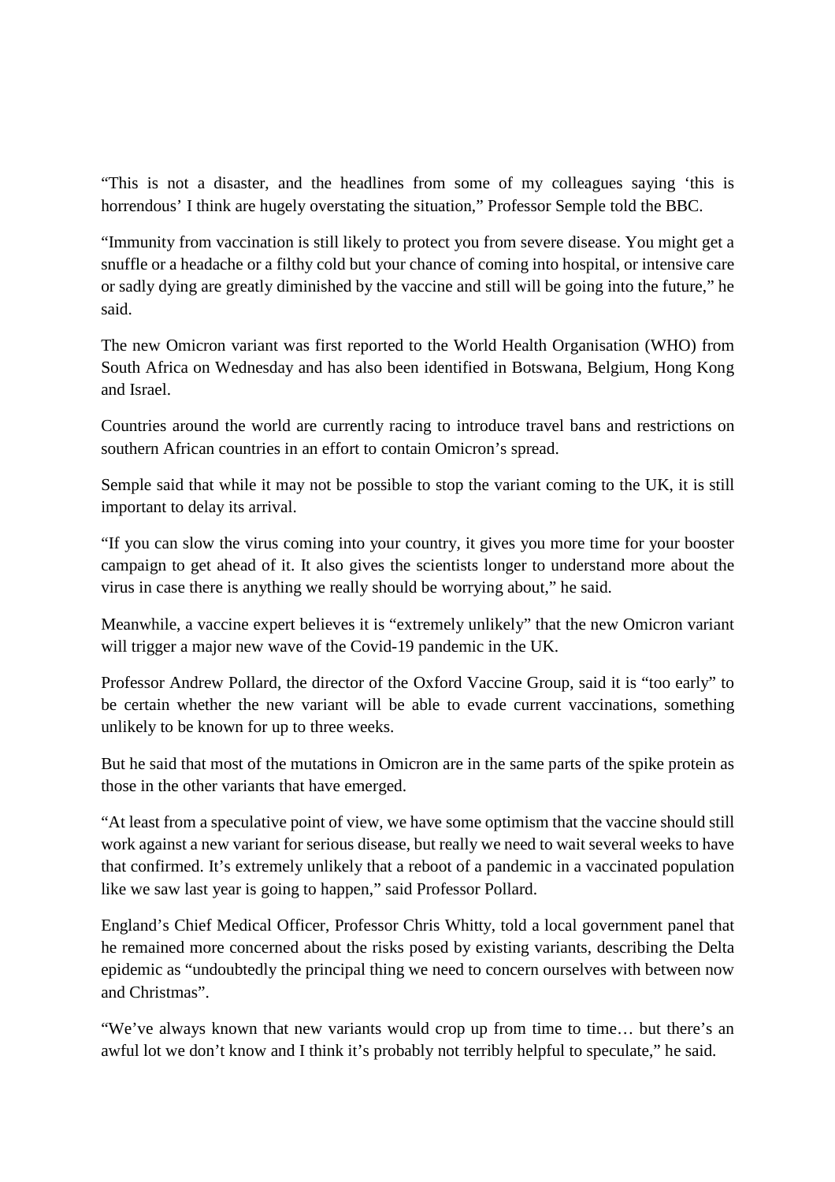"This is not a disaster, and the headlines from some of my colleagues saying 'this is horrendous' I think are hugely overstating the situation," Professor Semple told the BBC.

"Immunity from vaccination is still likely to protect you from severe disease. You might get a snuffle or a headache or a filthy cold but your chance of coming into hospital, or intensive care or sadly dying are greatly diminished by the vaccine and still will be going into the future," he said.

The new Omicron variant was first reported to the World Health Organisation (WHO) from South Africa on Wednesday and has also been identified in Botswana, Belgium, Hong Kong and Israel.

Countries around the world are currently racing to introduce travel bans and restrictions on southern African countries in an effort to contain Omicron's spread.

Semple said that while it may not be possible to stop the variant coming to the UK, it is still important to delay its arrival.

"If you can slow the virus coming into your country, it gives you more time for your booster campaign to get ahead of it. It also gives the scientists longer to understand more about the virus in case there is anything we really should be worrying about," he said.

Meanwhile, a vaccine expert believes it is "extremely unlikely" that the new Omicron variant will trigger a major new wave of the Covid-19 pandemic in the UK.

Professor Andrew Pollard, the director of the Oxford Vaccine Group, said it is "too early" to be certain whether the new variant will be able to evade current vaccinations, something unlikely to be known for up to three weeks.

But he said that most of the mutations in Omicron are in the same parts of the spike protein as those in the other variants that have emerged.

"At least from a speculative point of view, we have some optimism that the vaccine should still work against a new variant for serious disease, but really we need to wait several weeks to have that confirmed. It's extremely unlikely that a reboot of a pandemic in a vaccinated population like we saw last year is going to happen," said Professor Pollard.

England's Chief Medical Officer, Professor Chris Whitty, told a local government panel that he remained more concerned about the risks posed by existing variants, describing the Delta epidemic as "undoubtedly the principal thing we need to concern ourselves with between now and Christmas".

"We've always known that new variants would crop up from time to time… but there's an awful lot we don't know and I think it's probably not terribly helpful to speculate," he said.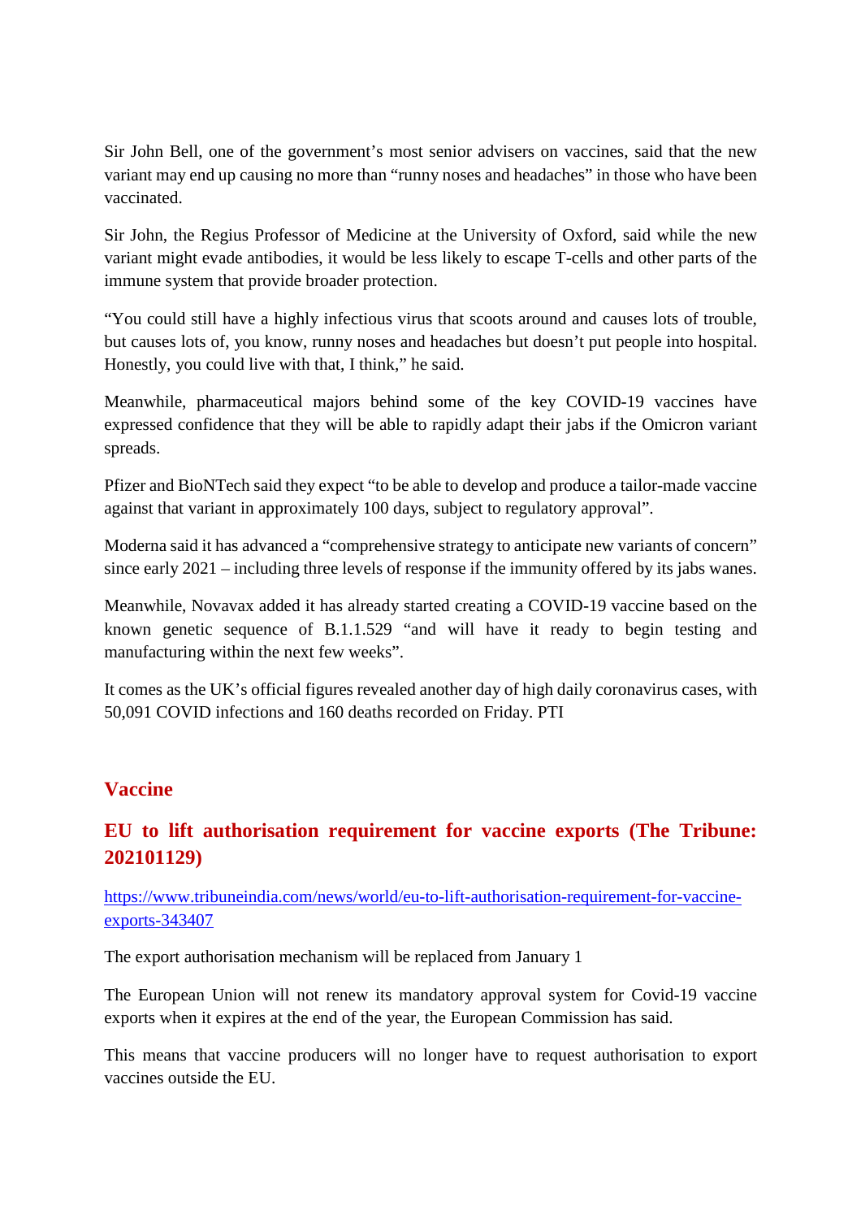Sir John Bell, one of the government's most senior advisers on vaccines, said that the new variant may end up causing no more than "runny noses and headaches" in those who have been vaccinated.

Sir John, the Regius Professor of Medicine at the University of Oxford, said while the new variant might evade antibodies, it would be less likely to escape T-cells and other parts of the immune system that provide broader protection.

"You could still have a highly infectious virus that scoots around and causes lots of trouble, but causes lots of, you know, runny noses and headaches but doesn't put people into hospital. Honestly, you could live with that, I think," he said.

Meanwhile, pharmaceutical majors behind some of the key COVID-19 vaccines have expressed confidence that they will be able to rapidly adapt their jabs if the Omicron variant spreads.

Pfizer and BioNTech said they expect "to be able to develop and produce a tailor-made vaccine against that variant in approximately 100 days, subject to regulatory approval".

Moderna said it has advanced a "comprehensive strategy to anticipate new variants of concern" since early 2021 – including three levels of response if the immunity offered by its jabs wanes.

Meanwhile, Novavax added it has already started creating a COVID-19 vaccine based on the known genetic sequence of B.1.1.529 "and will have it ready to begin testing and manufacturing within the next few weeks".

It comes as the UK's official figures revealed another day of high daily coronavirus cases, with 50,091 COVID infections and 160 deaths recorded on Friday. PTI

## Vaccine

### EU to lift authorisation requirement for vaccine exports (The Tribune: 202101129)

https://www.tribuneindia.com/news/world/eu-to-lift-authorisation-requirement-for-vaccine-exports-343407

The export authorisation mechanism will be replaced from January 1

The European Union will not renew its mandatory approval system for Covid-19 vaccine exports when it expires at the end of the year, the European Commission has said.

This means that vaccine producers will no longer have to request authorisation to export vaccines outside the EU.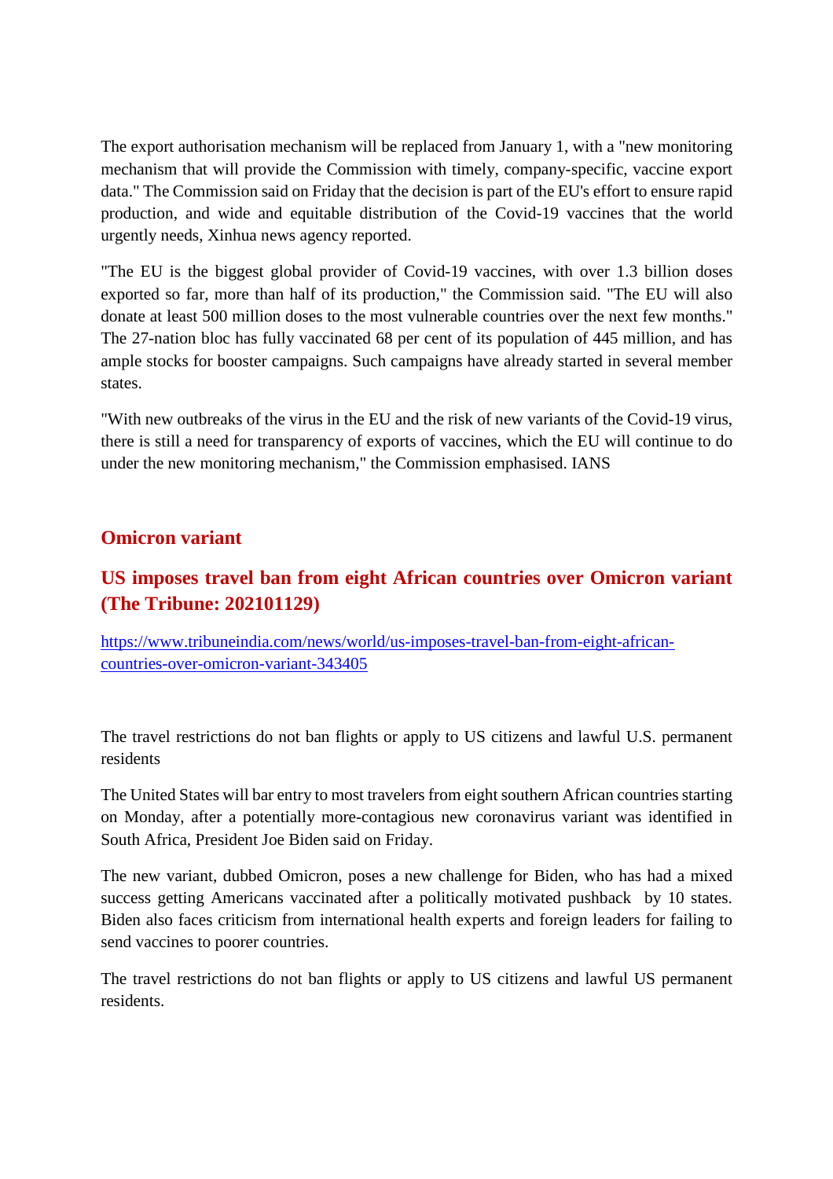The export authorisation mechanism will be replaced from January 1, with a "new monitoring mechanism that will provide the Commission with timely, company-specific, vaccine export data." The Commission said on Friday that the decision is part of the EU's effort to ensure rapid production, and wide and equitable distribution of the Covid-19 vaccines that the world urgently needs, Xinhua news agency reported.

"The EU is the biggest global provider of Covid-19 vaccines, with over 1.3 billion doses exported so far, more than half of its production," the Commission said. "The EU will also donate at least 500 million doses to the most vulnerable countries over the next few months." The 27-nation bloc has fully vaccinated 68 per cent of its population of 445 million, and has ample stocks for booster campaigns. Such campaigns have already started in several member states.

"With new outbreaks of the virus in the EU and the risk of new variants of the Covid-19 virus, there is still a need for transparency of exports of vaccines, which the EU will continue to do under the new monitoring mechanism," the Commission emphasised. IANS

## Omicron variant

### US imposes travel ban from eight African countries over Omicron variant (The Tribune: 202101129)

https://www.tribuneindia.com/news/world/us-imposes-travel-ban-from-eight-african-countries-over-omicron-variant-343405

The travel restrictions do not ban flights or apply to US citizens and lawful U.S. permanent residents

The United States will bar entry to most travelers from eight southern African countries starting on Monday, after a potentially more-contagious new coronavirus variant was identified in South Africa, President Joe Biden said on Friday.

The new variant, dubbed Omicron, poses a new challenge for Biden, who has had a mixed success getting Americans vaccinated after a politically motivated pushback by 10 states. Biden also faces criticism from international health experts and foreign leaders for failing to send vaccines to poorer countries.

The travel restrictions do not ban flights or apply to US citizens and lawful US permanent residents.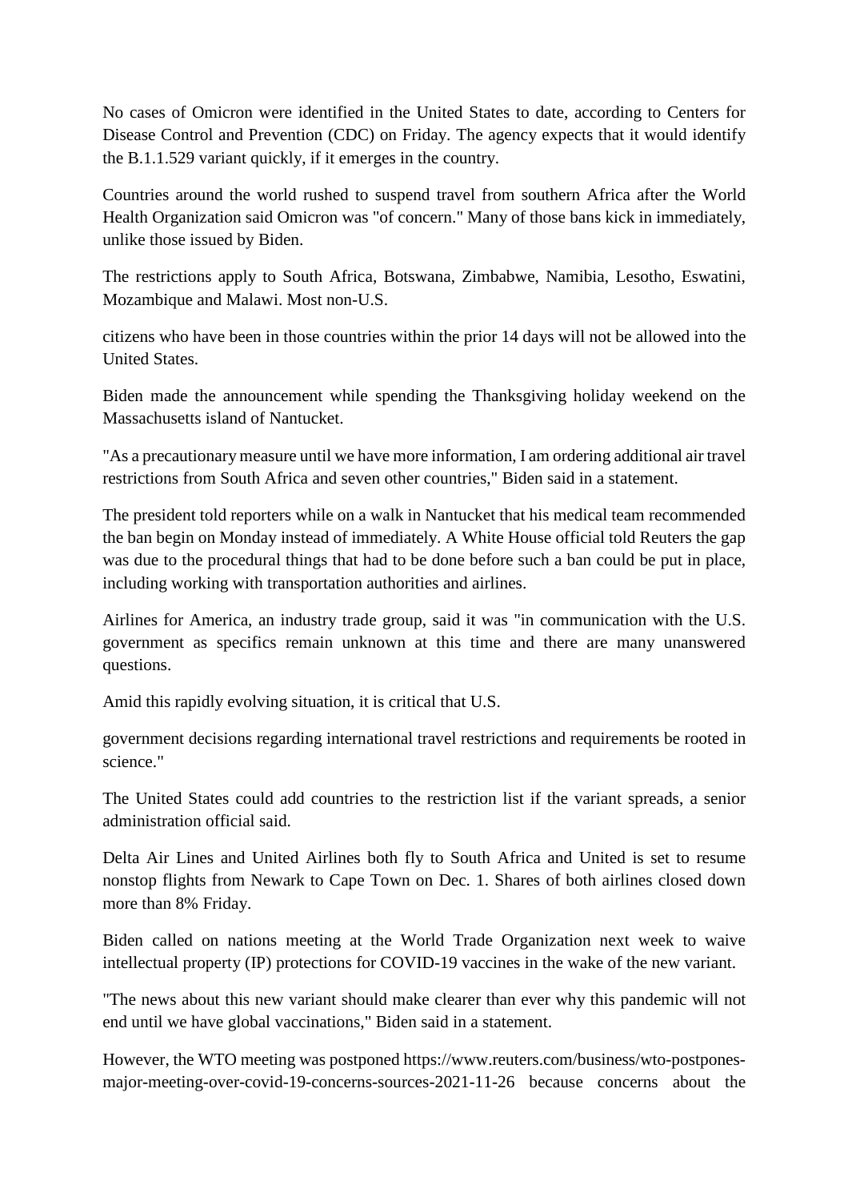No cases of Omicron were identified in the United States to date, according to Centers for Disease Control and Prevention (CDC) on Friday. The agency expects that it would identify the B.1.1.529 variant quickly, if it emerges in the country.

Countries around the world rushed to suspend travel from southern Africa after the World Health Organization said Omicron was "of concern." Many of those bans kick in immediately, unlike those issued by Biden.

The restrictions apply to South Africa, Botswana, Zimbabwe, Namibia, Lesotho, Eswatini, Mozambique and Malawi. Most non-U.S.

citizens who have been in those countries within the prior 14 days will not be allowed into the United States.

Biden made the announcement while spending the Thanksgiving holiday weekend on the Massachusetts island of Nantucket.

"As a precautionary measure until we have more information, I am ordering additional air travel restrictions from South Africa and seven other countries," Biden said in a statement.

The president told reporters while on a walk in Nantucket that his medical team recommended the ban begin on Monday instead of immediately. A White House official told Reuters the gap was due to the procedural things that had to be done before such a ban could be put in place, including working with transportation authorities and airlines.

Airlines for America, an industry trade group, said it was "in communication with the U.S. government as specifics remain unknown at this time and there are many unanswered questions.

Amid this rapidly evolving situation, it is critical that U.S.

government decisions regarding international travel restrictions and requirements be rooted in science."

The United States could add countries to the restriction list if the variant spreads, a senior administration official said.

Delta Air Lines and United Airlines both fly to South Africa and United is set to resume nonstop flights from Newark to Cape Town on Dec. 1. Shares of both airlines closed down more than 8% Friday.

Biden called on nations meeting at the World Trade Organization next week to waive intellectual property (IP) protections for COVID-19 vaccines in the wake of the new variant.

"The news about this new variant should make clearer than ever why this pandemic will not end until we have global vaccinations," Biden said in a statement.

However, the WTO meeting was postponed https://www.reuters.com/business/wto-postpones-major-meeting-over-covid-19-concerns-sources-2021-11-26 because concerns about the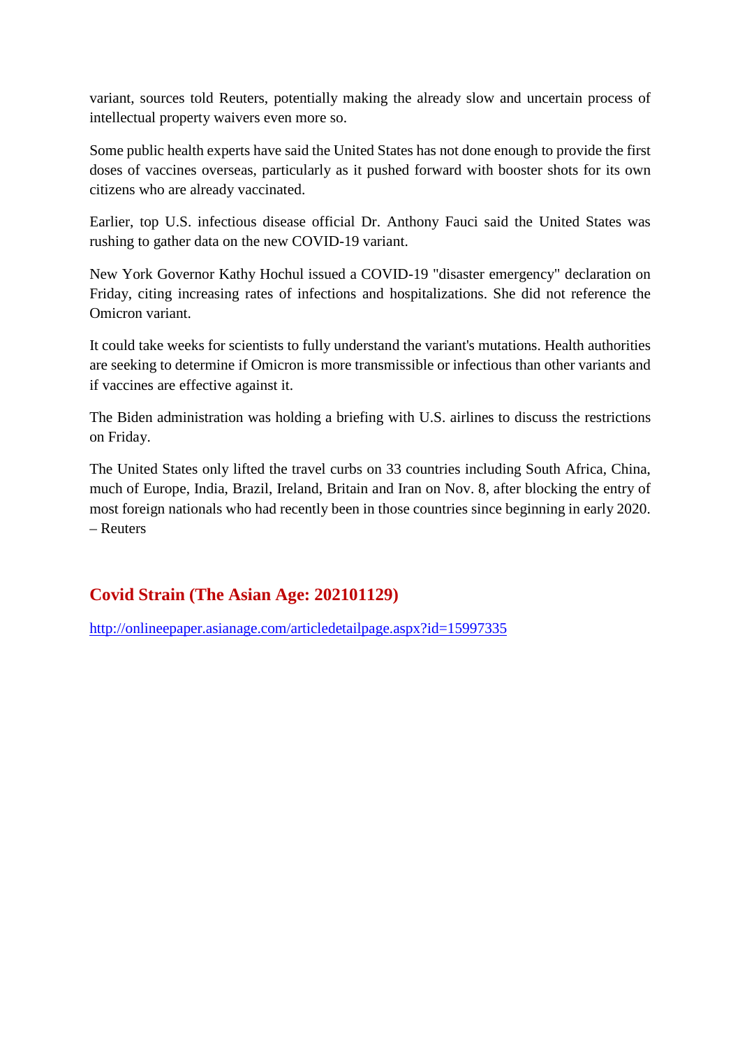variant, sources told Reuters, potentially making the already slow and uncertain process of intellectual property waivers even more so.

Some public health experts have said the United States has not done enough to provide the first doses of vaccines overseas, particularly as it pushed forward with booster shots for its own citizens who are already vaccinated.

Earlier, top U.S. infectious disease official Dr. Anthony Fauci said the United States was rushing to gather data on the new COVID-19 variant.

New York Governor Kathy Hochul issued a COVID-19 "disaster emergency" declaration on Friday, citing increasing rates of infections and hospitalizations. She did not reference the Omicron variant.

It could take weeks for scientists to fully understand the variant's mutations. Health authorities are seeking to determine if Omicron is more transmissible or infectious than other variants and if vaccines are effective against it.

The Biden administration was holding a briefing with U.S. airlines to discuss the restrictions on Friday.

The United States only lifted the travel curbs on 33 countries including South Africa, China, much of Europe, India, Brazil, Ireland, Britain and Iran on Nov. 8, after blocking the entry of most foreign nationals who had recently been in those countries since beginning in early 2020. – Reuters

## Covid Strain (The Asian Age: 202101129)

http://onlineepaper.asianage.com/articledetailpage.aspx?id=15997335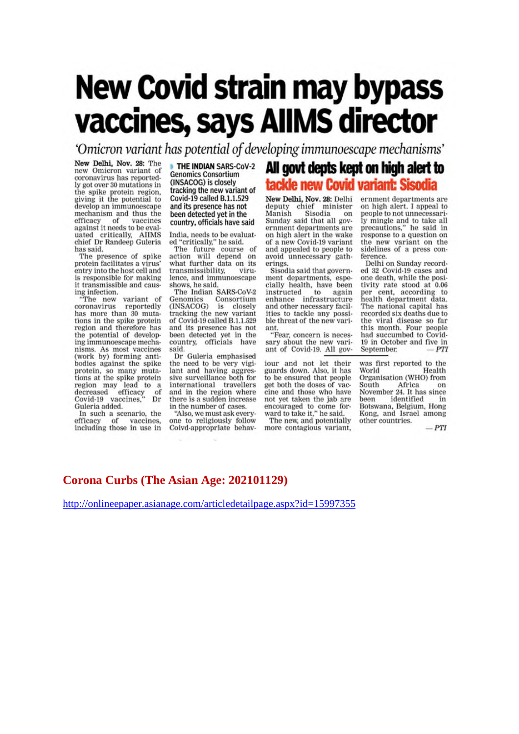# New Covid strain may bypass vaccines, says AIIMS director

*'Omicron variant has potential of developing immunoescape mechanisms'*

**New Delhi, Nov. 28:** The new Omicron variant of coronavirus has reportedly got over 30 mutations in the spike protein region, giving it the potential to develop an immunoescape mechanism and thus the efficacy of vaccines against it needs to be evaluated critically, AIIMS chief Dr Randeep Guleria has said.

The presence of spike protein facilitates a virus' entry into the host cell and is responsible for making it transmissible and causing infection.

"The new variant of coronavirus reportedly has more than 30 mutations in the spike protein region and therefore has the potential of developing immunoescape mechanisms. As most vaccines (work by) forming antibodies against the spike protein, so many mutations at the spike protein region may lead to a decreased efficacy of Covid-19 vaccines," Dr Guleria added.

In such a scenario, the efficacy of vaccines, including those in use in India, needs to be evaluated "critically," he said.

> **THE INDIAN SARS-CoV-2 Genomics Consortium (INSACOG) is closely tracking the new variant of Covid-19 called B.1.1.529 and its presence has not been detected yet in the country, officials have said**

The future course of action will depend on what further data on its transmissibility, virulence, and immunoescape shows, he said.

The Indian SARS-CoV-2 Genomics Consortium (INSACOG) is closely tracking the new variant of Covid-19 called B.1.1.529 and its presence has not been detected yet in the country, officials have said.

Dr Guleria emphasised the need to be very vigilant and having aggressive surveillance both for international travellers and in the region where there is a sudden increase in the number of cases.

"Also, we must ask everyone to religiously follow Coivd-appropriate behaviour and not let their guards down. Also, it has to be ensured that people get both the doses of vaccine and those who have not yet taken the jab are encouraged to come forward to take it," he said.

The new, and potentially more contagious variant, was first reported to the World Health Organisation (WHO) from South Africa on November 24. It has since been identified in Botswana, Belgium, Hong Kong, and Israel among other countries.

— *PTI*

## All govt depts kept on high alert to tackle new Covid variant: Sisodia

**New Delhi, Nov. 28:** Delhi deputy chief minister Manish Sisodia on Sunday said that all government departments are on high alert in the wake of a new Covid-19 variant and appealed to people to avoid unnecessary gatherings.

Sisodia said that government departments, especially health, have been instructed to again enhance infrastructure and other necessary facilities to tackle any possible threat of the new variant.

"Fear, concern is necessary about the new variant of Covid-19. All government departments are on high alert. I appeal to people to not unnecessarily mingle and to take all precautions," he said in response to a question on the new variant on the sidelines of a press conference.

Delhi on Sunday recorded 32 Covid-19 cases and one death, while the positivity rate stood at 0.06 per cent, according to health department data. The national capital has recorded six deaths due to the viral disease so far this month. Four people had succumbed to Covid-19 in October and five in September.

— *PTI*

**Corona Curbs (The Asian Age: 202101129)**

http://onlineepaper.asianage.com/articledetailpage.aspx?id=15997355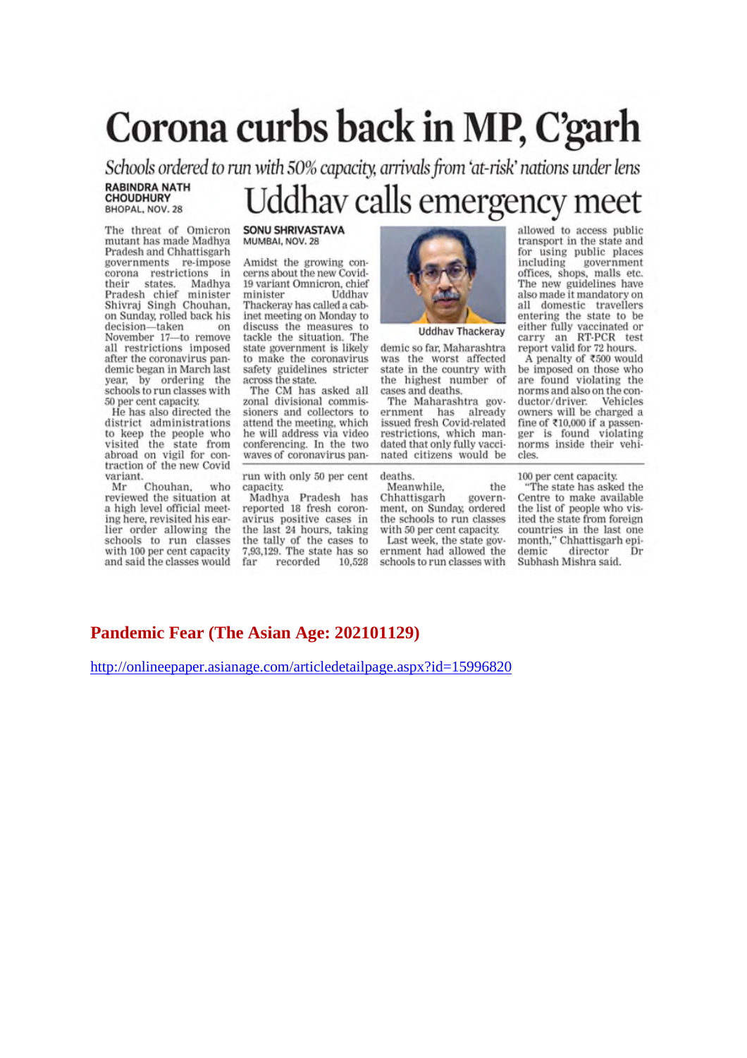# Corona curbs back in MP, C'garh

*Schools ordered to run with 50% capacity, arrivals from 'at-risk' nations under lens*

**RABINDRA NATH CHOUDHURY**
BHOPAL, NOV. 28

The threat of Omicron mutant has made Madhya Pradesh and Chhattisgarh governments re-impose corona restrictions in their states. Madhya Pradesh chief minister Shivraj Singh Chouhan, on Sunday, rolled back his decision—taken on November 17—to remove all restrictions imposed after the coronavirus pandemic began in March last year, by ordering the schools to run classes with 50 per cent capacity.

He has also directed the district administrations to keep the people who visited the state from abroad on vigil for contraction of the new Covid variant.

Mr Chouhan, who reviewed the situation at a high level official meeting here, revisited his earlier order allowing the schools to run classes with 100 per cent capacity and said the classes would run with only 50 per cent capacity.

Madhya Pradesh has reported 18 fresh coronavirus positive cases in the last 24 hours, taking the tally of the cases to 7,93,129. The state has so far recorded 10,528 deaths.

Meanwhile, the Chhattisgarh government, on Sunday, ordered the schools to run classes with 50 per cent capacity.

Last week, the state government had allowed the schools to run classes with 100 per cent capacity.

"The state has asked the Centre to make available the list of people who visited the state from foreign countries in the last one month," Chhattisgarh epidemic director Dr Subhash Mishra said.

# Uddhav calls emergency meet

**SONU SHRIVASTAVA**
MUMBAI, NOV. 28

Amidst the growing concerns about the new Covid-19 variant Omnicron, chief minister Uddhav Thackeray has called a cabinet meeting on Monday to discuss the measures to tackle the situation. The state government is likely to make the coronavirus safety guidelines stricter across the state.

The CM has asked all zonal divisional commissioners and collectors to attend the meeting, which he will address via video conferencing. In the two waves of coronavirus pandemic so far, Maharashtra was the worst affected state in the country with the highest number of cases and deaths.

Uddhav Thackeray

The Maharashtra government has already issued fresh Covid-related restrictions, which mandated that only fully vaccinated citizens would be allowed to access public transport in the state and for using public places including government offices, shops, malls etc. The new guidelines have also made it mandatory on all domestic travellers entering the state to be either fully vaccinated or carry an RT-PCR test report valid for 72 hours.

A penalty of ₹500 would be imposed on those who are found violating the norms and also on the conductor/driver. Vehicles owners will be charged a fine of ₹10,000 if a passenger is found violating norms inside their vehicles.

**Pandemic Fear (The Asian Age: 202101129)**

http://onlineepaper.asianage.com/articledetailpage.aspx?id=15996820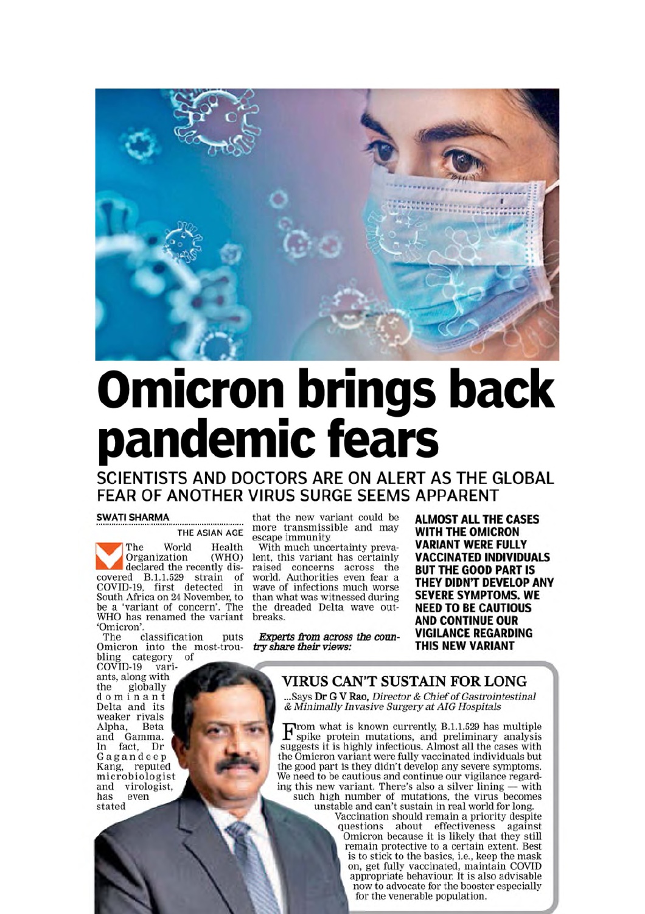# Omicron brings back pandemic fears

## SCIENTISTS AND DOCTORS ARE ON ALERT AS THE GLOBAL FEAR OF ANOTHER VIRUS SURGE SEEMS APPARENT

**SWATI SHARMA**

THE ASIAN AGE

The World Health Organization (WHO) declared the recently discovered B.1.1.529 strain of COVID-19, first detected in South Africa on 24 November, to be a 'variant of concern'. The WHO has renamed the variant 'Omicron'.

The classification puts Omicron into the most-troubling category of COVID-19 variants, along with the globally dominant Delta and its weaker rivals Alpha, Beta and Gamma. In fact, Dr Gagandeep Kang, reputed microbiologist and virologist, has even stated that the new variant could be more transmissible and may escape immunity.

With much uncertainty prevalent, this variant has certainly raised concerns across the world. Authorities even fear a wave of infections much worse than what was witnessed during the dreaded Delta wave outbreaks.

***Experts from across the country share their views:***

**ALMOST ALL THE CASES WITH THE OMICRON VARIANT WERE FULLY VACCINATED INDIVIDUALS BUT THE GOOD PART IS THEY DIDN'T DEVELOP ANY SEVERE SYMPTOMS. WE NEED TO BE CAUTIOUS AND CONTINUE OUR VIGILANCE REGARDING THIS NEW VARIANT**

### VIRUS CAN'T SUSTAIN FOR LONG

...Says **Dr G V Rao**, *Director & Chief of Gastrointestinal & Minimally Invasive Surgery at AIG Hospitals*

From what is known currently, B.1.1.529 has multiple spike protein mutations, and preliminary analysis suggests it is highly infectious. Almost all the cases with the Omicron variant were fully vaccinated individuals but the good part is they didn't develop any severe symptoms. We need to be cautious and continue our vigilance regarding this new variant. There's also a silver lining — with such high number of mutations, the virus becomes unstable and can't sustain in real world for long.

Vaccination should remain a priority despite questions about effectiveness against Omicron because it is likely that they still remain protective to a certain extent. Best is to stick to the basics, i.e., keep the mask on, get fully vaccinated, maintain COVID appropriate behaviour. It is also advisable now to advocate for the booster especially for the venerable population.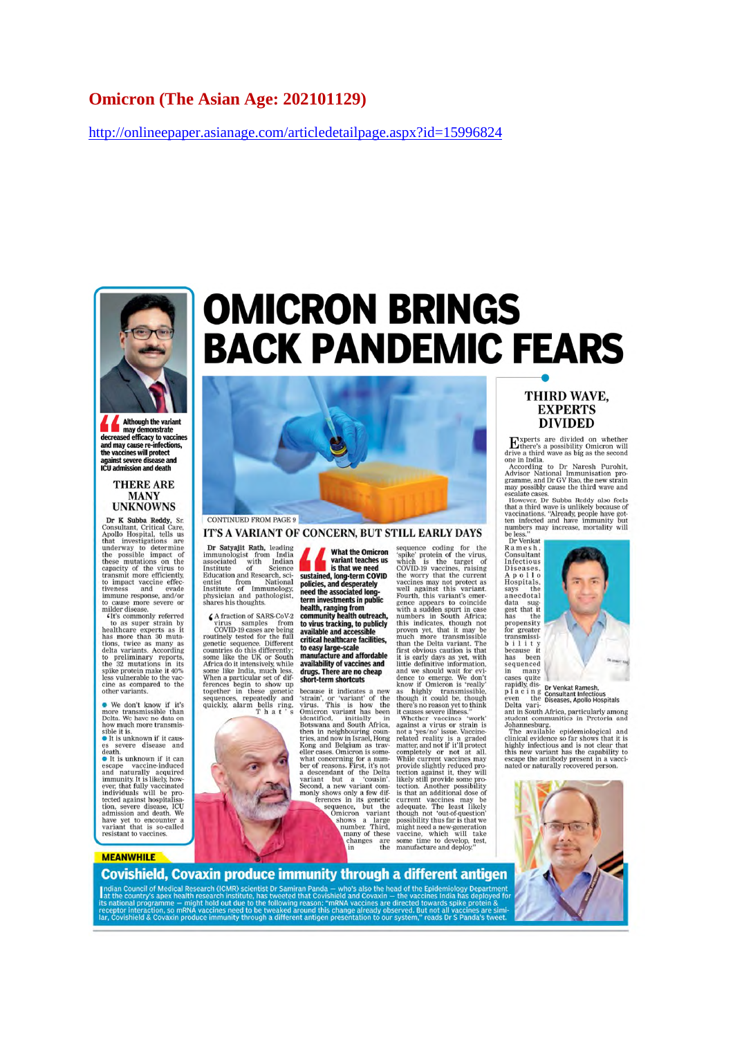# Omicron (The Asian Age: 202101129)

http://onlineepaper.asianage.com/articledetailpage.aspx?id=15996824

# OMICRON BRINGS BACK PANDEMIC FEARS

**Although the variant may demonstrate decreased efficacy to vaccines and may cause re-infections, the vaccines will protect against severe disease and ICU admission and death**

## THERE ARE MANY UNKNOWNS

**Dr K Subba Reddy**, Sr. Consultant, Critical Care, Apollo Hospital, tells us that investigations are underway to determine the possible impact of these mutations on the capacity of the virus to transmit more efficiently, to impact vaccine effectiveness and evade immune response, and/or to cause more severe or milder disease.

"It's commonly referred to as super strain by healthcare experts as it has more than 30 mutations, twice as many as delta variants. According to preliminary reports, the 32 mutations in its spike protein make it 40% less vulnerable to the vaccine as compared to the other variants.

- We don't know if it's more transmissible than Delta. We have no data on how much more transmissible it is.
- It is unknown if it causes severe disease and death.
- It is unknown if it can escape vaccine-induced and naturally acquired immunity. It is likely, however, that fully vaccinated individuals will be protected against hospitalisation, severe disease, ICU admission and death. We have yet to encounter a variant that is so-called resistant to vaccines.

CONTINUED FROM PAGE 9

## IT'S A VARIANT OF CONCERN, BUT STILL EARLY DAYS

**Dr Satyajit Rath**, leading immunologist from India associated with Indian Institute of Science Education and Research, scientist from National Institute of Immunology, physician and pathologist, shares his thoughts.

"A fraction of SARS-CoV-2 virus samples from COVID-19 cases are being routinely tested for the full genetic sequence. Different countries do this differently; some like the UK or South Africa do it intensively, while some like India, much less. When a particular set of differences begin to show up together in these genetic sequences, repeatedly and quickly, alarm bells ring. That's because it indicates a new 'strain', or 'variant' of the virus. This is how the Omicron variant has been identified, initially in Botswana and South Africa, then in neighbouring countries, and now in Israel, Hong Kong and Belgium as traveller cases. Omicron is somewhat concerning for a number of reasons. First, it's not a descendant of the Delta variant but a 'cousin'. Second, a new variant commonly shows only a few differences in its genetic sequence, but the Omicron variant shows a large number. Third, many of these changes are in the sequence coding for the 'spike' protein of the virus, which is the target of COVID-19 vaccines, raising the worry that the current vaccines may not protect as well against this variant. Fourth, this variant's emergence appears to coincide with a sudden spurt in case numbers in South Africa; this indicates, though not proven yet, that it may be much more transmissible than the Delta variant. The first obvious caution is that it is early days as yet, with little definitive information, and we should wait for evidence to emerge. We don't know if Omicron is 'really' as highly transmissible, though it could be, though there's no reason yet to think it causes severe illness."

**What the Omicron variant teaches us is that we need sustained, long-term COVID policies, and desperately need the associated long-term investments in public health, ranging from community health outreach, to virus tracking, to publicly available and accessible critical healthcare facilities, to easy large-scale manufacture and affordable availability of vaccines and drugs. There are no cheap short-term shortcuts**

Whether vaccines 'work' against a virus or strain is not a 'yes/no' issue. Vaccine-related reality is a graded matter, and not if it'll protect completely or not at all. While current vaccines may provide slightly reduced protection against it, they will likely still provide some protection. Another possibility is that an additional dose of current vaccines may be adequate. The least likely though not 'out-of-question' possibility thus far is that we might need a new-generation vaccine, which will take some time to develop, test, manufacture and deploy."

## THIRD WAVE, EXPERTS DIVIDED

Experts are divided on whether there's a possibility Omicron will drive a third wave as big as the second one in India.

According to Dr Naresh Purohit, Advisor National Immunisation programme, and Dr GV Rao, the new strain may possibly cause the third wave and escalate cases.

However, Dr Subba Reddy also feels that a third wave is unlikely because of vaccinations. "Already, people have gotten infected and have immunity but numbers may increase, mortality will be less."

Dr Venkat Ramesh, Consultant Infectious Diseases, Apollo Hospitals, says the anecdotal data suggest that it has the propensity for greater transmissibility because it has been sequenced in many cases quite rapidly, displacing even the Delta variant in South Africa, particularly among student communities in Pretoria and Johannesburg.

The available epidemiological and clinical evidence so far shows that it is highly infectious and is not clear that this new variant has the capability to escape the antibody present in a vaccinated or naturally recovered person.

Dr Venkat Ramesh, Consultant Infectious Diseases, Apollo Hospitals

**MEANWHILE**

## Covishield, Covaxin produce immunity through a different antigen

Indian Council of Medical Research (ICMR) scientist Dr Samiran Panda — who's also the head of the Epidemiology Department at the country's apex health research institute, has tweeted that Covishield and Covaxin — the vaccines India has deployed for its national programme — might hold out due to the following reason: "mRNA vaccines are directed towards spike protein & receptor interaction, so mRNA vaccines need to be tweaked around this change already observed. But not all vaccines are similar, Covishield & Covaxin produce immunity through a different antigen presentation to our system," reads Dr S Panda's tweet.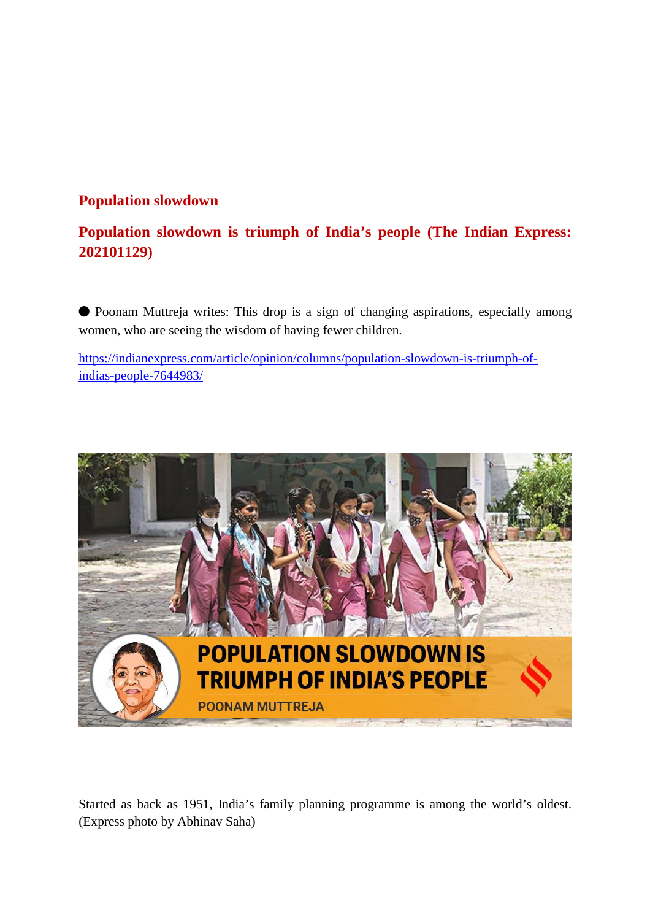## Population slowdown

## Population slowdown is triumph of India's people (The Indian Express: 202101129)

● Poonam Muttreja writes: This drop is a sign of changing aspirations, especially among women, who are seeing the wisdom of having fewer children.

https://indianexpress.com/article/opinion/columns/population-slowdown-is-triumph-of-indias-people-7644983/

Started as back as 1951, India's family planning programme is among the world's oldest. (Express photo by Abhinav Saha)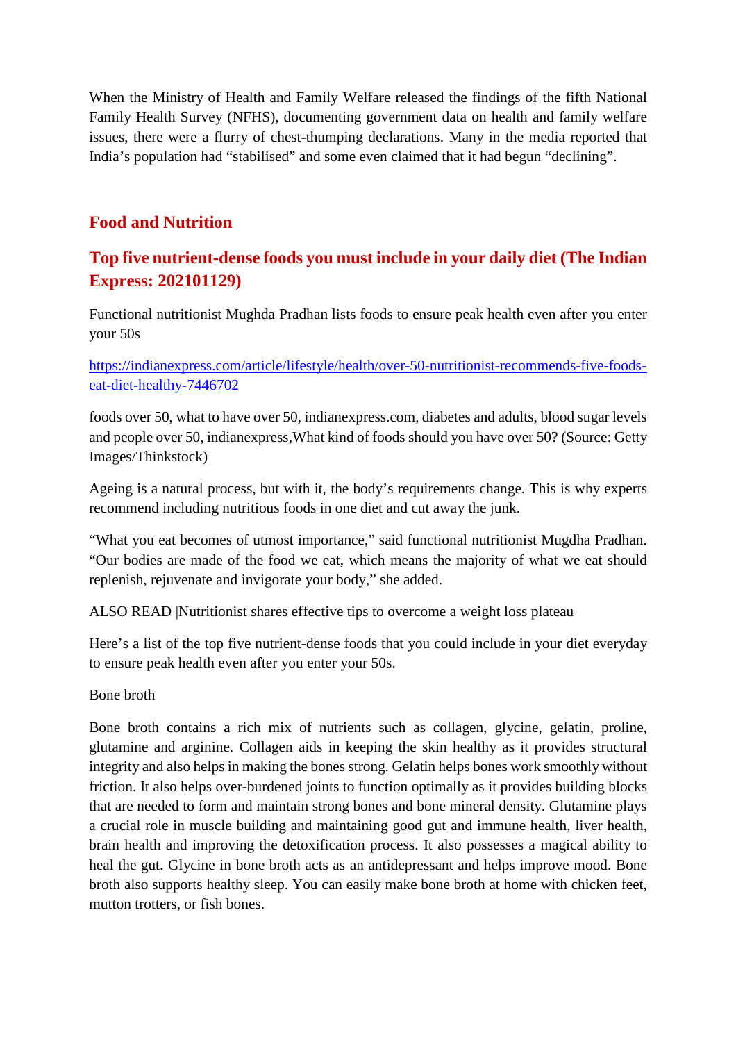When the Ministry of Health and Family Welfare released the findings of the fifth National Family Health Survey (NFHS), documenting government data on health and family welfare issues, there were a flurry of chest-thumping declarations. Many in the media reported that India's population had "stabilised" and some even claimed that it had begun "declining".

## Food and Nutrition

### Top five nutrient-dense foods you must include in your daily diet (The Indian Express: 202101129)

Functional nutritionist Mughda Pradhan lists foods to ensure peak health even after you enter your 50s

https://indianexpress.com/article/lifestyle/health/over-50-nutritionist-recommends-five-foods-eat-diet-healthy-7446702

foods over 50, what to have over 50, indianexpress.com, diabetes and adults, blood sugar levels and people over 50, indianexpress,What kind of foods should you have over 50? (Source: Getty Images/Thinkstock)

Ageing is a natural process, but with it, the body's requirements change. This is why experts recommend including nutritious foods in one diet and cut away the junk.

"What you eat becomes of utmost importance," said functional nutritionist Mugdha Pradhan. "Our bodies are made of the food we eat, which means the majority of what we eat should replenish, rejuvenate and invigorate your body," she added.

ALSO READ |Nutritionist shares effective tips to overcome a weight loss plateau

Here's a list of the top five nutrient-dense foods that you could include in your diet everyday to ensure peak health even after you enter your 50s.

Bone broth

Bone broth contains a rich mix of nutrients such as collagen, glycine, gelatin, proline, glutamine and arginine. Collagen aids in keeping the skin healthy as it provides structural integrity and also helps in making the bones strong. Gelatin helps bones work smoothly without friction. It also helps over-burdened joints to function optimally as it provides building blocks that are needed to form and maintain strong bones and bone mineral density. Glutamine plays a crucial role in muscle building and maintaining good gut and immune health, liver health, brain health and improving the detoxification process. It also possesses a magical ability to heal the gut. Glycine in bone broth acts as an antidepressant and helps improve mood. Bone broth also supports healthy sleep. You can easily make bone broth at home with chicken feet, mutton trotters, or fish bones.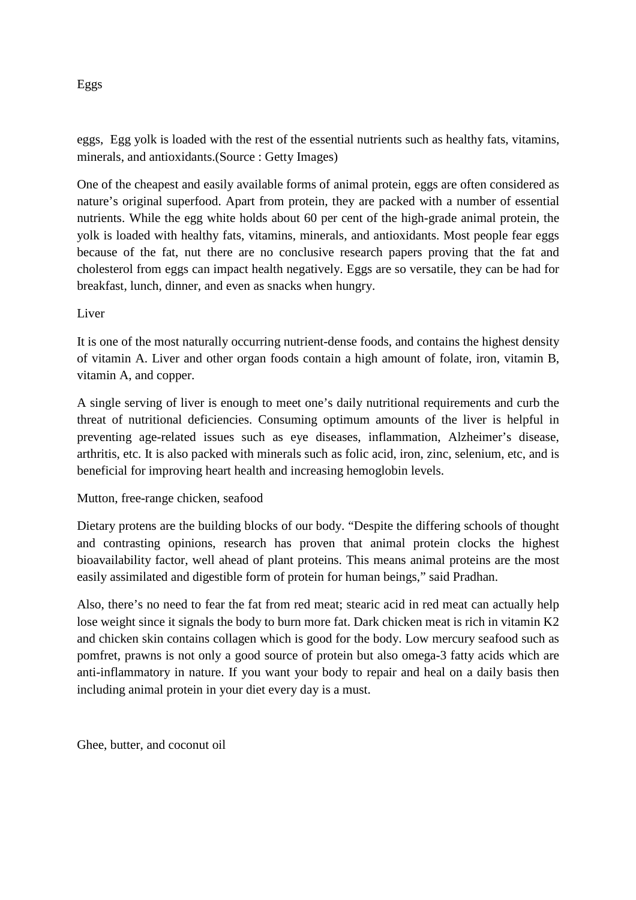Eggs

eggs,  Egg yolk is loaded with the rest of the essential nutrients such as healthy fats, vitamins, minerals, and antioxidants.(Source : Getty Images)

One of the cheapest and easily available forms of animal protein, eggs are often considered as nature's original superfood. Apart from protein, they are packed with a number of essential nutrients. While the egg white holds about 60 per cent of the high-grade animal protein, the yolk is loaded with healthy fats, vitamins, minerals, and antioxidants. Most people fear eggs because of the fat, nut there are no conclusive research papers proving that the fat and cholesterol from eggs can impact health negatively. Eggs are so versatile, they can be had for breakfast, lunch, dinner, and even as snacks when hungry.

Liver

It is one of the most naturally occurring nutrient-dense foods, and contains the highest density of vitamin A. Liver and other organ foods contain a high amount of folate, iron, vitamin B, vitamin A, and copper.

A single serving of liver is enough to meet one's daily nutritional requirements and curb the threat of nutritional deficiencies. Consuming optimum amounts of the liver is helpful in preventing age-related issues such as eye diseases, inflammation, Alzheimer's disease, arthritis, etc. It is also packed with minerals such as folic acid, iron, zinc, selenium, etc, and is beneficial for improving heart health and increasing hemoglobin levels.

Mutton, free-range chicken, seafood

Dietary protens are the building blocks of our body. "Despite the differing schools of thought and contrasting opinions, research has proven that animal protein clocks the highest bioavailability factor, well ahead of plant proteins. This means animal proteins are the most easily assimilated and digestible form of protein for human beings," said Pradhan.

Also, there's no need to fear the fat from red meat; stearic acid in red meat can actually help lose weight since it signals the body to burn more fat. Dark chicken meat is rich in vitamin K2 and chicken skin contains collagen which is good for the body. Low mercury seafood such as pomfret, prawns is not only a good source of protein but also omega-3 fatty acids which are anti-inflammatory in nature. If you want your body to repair and heal on a daily basis then including animal protein in your diet every day is a must.

Ghee, butter, and coconut oil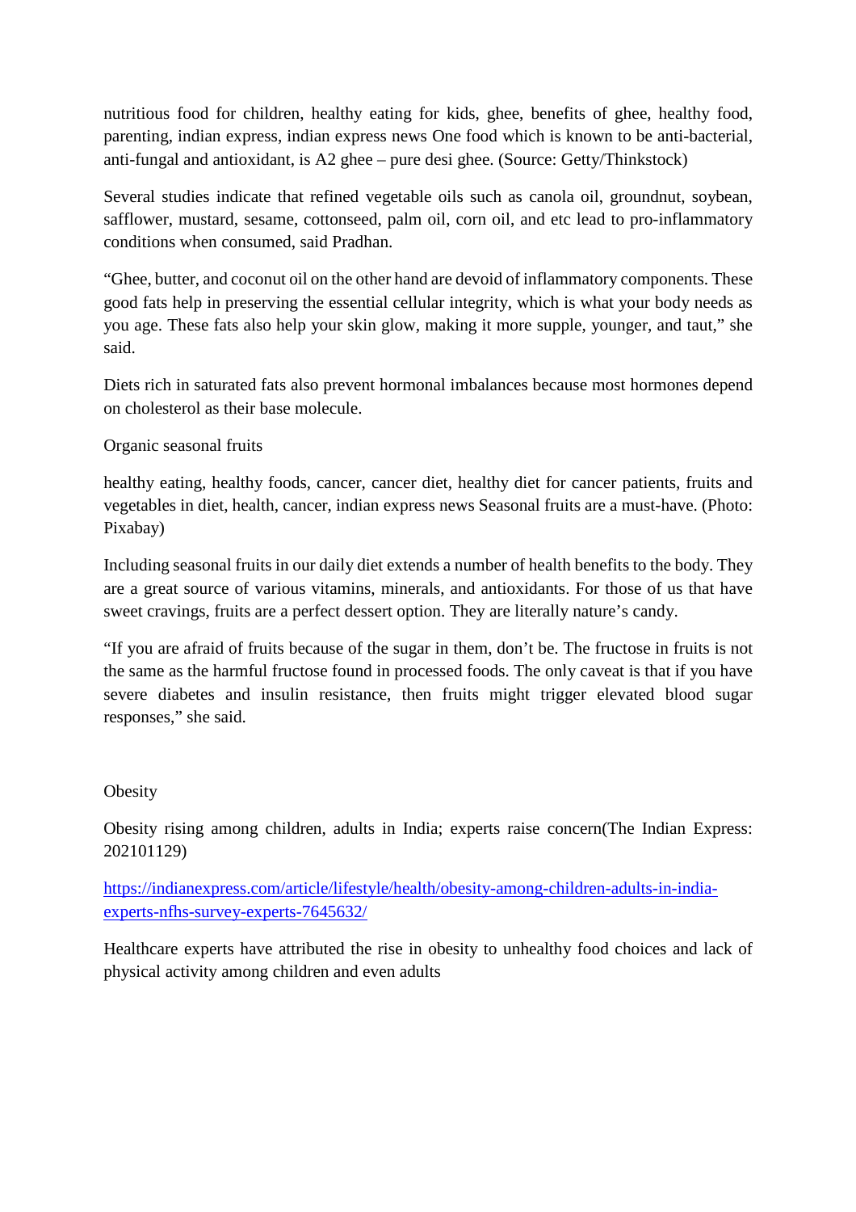nutritious food for children, healthy eating for kids, ghee, benefits of ghee, healthy food, parenting, indian express, indian express news One food which is known to be anti-bacterial, anti-fungal and antioxidant, is A2 ghee – pure desi ghee. (Source: Getty/Thinkstock)

Several studies indicate that refined vegetable oils such as canola oil, groundnut, soybean, safflower, mustard, sesame, cottonseed, palm oil, corn oil, and etc lead to pro-inflammatory conditions when consumed, said Pradhan.

"Ghee, butter, and coconut oil on the other hand are devoid of inflammatory components. These good fats help in preserving the essential cellular integrity, which is what your body needs as you age. These fats also help your skin glow, making it more supple, younger, and taut," she said.

Diets rich in saturated fats also prevent hormonal imbalances because most hormones depend on cholesterol as their base molecule.

Organic seasonal fruits

healthy eating, healthy foods, cancer, cancer diet, healthy diet for cancer patients, fruits and vegetables in diet, health, cancer, indian express news Seasonal fruits are a must-have. (Photo: Pixabay)

Including seasonal fruits in our daily diet extends a number of health benefits to the body. They are a great source of various vitamins, minerals, and antioxidants. For those of us that have sweet cravings, fruits are a perfect dessert option. They are literally nature's candy.

"If you are afraid of fruits because of the sugar in them, don't be. The fructose in fruits is not the same as the harmful fructose found in processed foods. The only caveat is that if you have severe diabetes and insulin resistance, then fruits might trigger elevated blood sugar responses," she said.

Obesity

Obesity rising among children, adults in India; experts raise concern(The Indian Express: 202101129)

https://indianexpress.com/article/lifestyle/health/obesity-among-children-adults-in-india-experts-nfhs-survey-experts-7645632/

Healthcare experts have attributed the rise in obesity to unhealthy food choices and lack of physical activity among children and even adults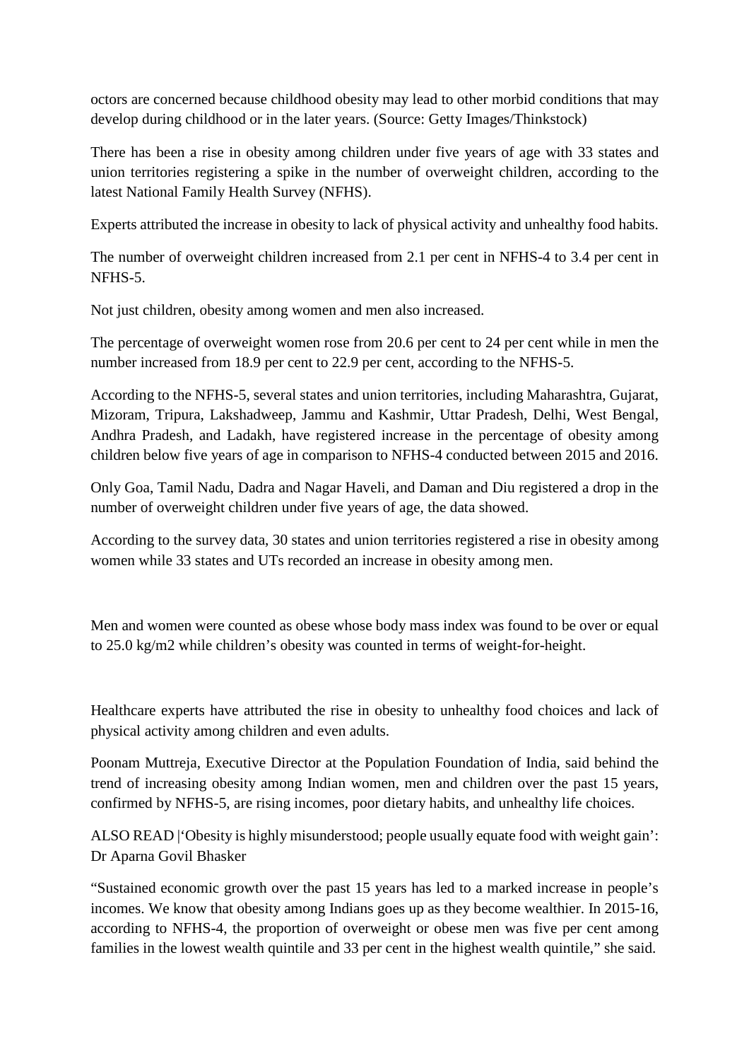octors are concerned because childhood obesity may lead to other morbid conditions that may develop during childhood or in the later years. (Source: Getty Images/Thinkstock)

There has been a rise in obesity among children under five years of age with 33 states and union territories registering a spike in the number of overweight children, according to the latest National Family Health Survey (NFHS).

Experts attributed the increase in obesity to lack of physical activity and unhealthy food habits.

The number of overweight children increased from 2.1 per cent in NFHS-4 to 3.4 per cent in NFHS-5.

Not just children, obesity among women and men also increased.

The percentage of overweight women rose from 20.6 per cent to 24 per cent while in men the number increased from 18.9 per cent to 22.9 per cent, according to the NFHS-5.

According to the NFHS-5, several states and union territories, including Maharashtra, Gujarat, Mizoram, Tripura, Lakshadweep, Jammu and Kashmir, Uttar Pradesh, Delhi, West Bengal, Andhra Pradesh, and Ladakh, have registered increase in the percentage of obesity among children below five years of age in comparison to NFHS-4 conducted between 2015 and 2016.

Only Goa, Tamil Nadu, Dadra and Nagar Haveli, and Daman and Diu registered a drop in the number of overweight children under five years of age, the data showed.

According to the survey data, 30 states and union territories registered a rise in obesity among women while 33 states and UTs recorded an increase in obesity among men.

Men and women were counted as obese whose body mass index was found to be over or equal to 25.0 kg/m2 while children's obesity was counted in terms of weight-for-height.

Healthcare experts have attributed the rise in obesity to unhealthy food choices and lack of physical activity among children and even adults.

Poonam Muttreja, Executive Director at the Population Foundation of India, said behind the trend of increasing obesity among Indian women, men and children over the past 15 years, confirmed by NFHS-5, are rising incomes, poor dietary habits, and unhealthy life choices.

ALSO READ |'Obesity is highly misunderstood; people usually equate food with weight gain': Dr Aparna Govil Bhasker

"Sustained economic growth over the past 15 years has led to a marked increase in people's incomes. We know that obesity among Indians goes up as they become wealthier. In 2015-16, according to NFHS-4, the proportion of overweight or obese men was five per cent among families in the lowest wealth quintile and 33 per cent in the highest wealth quintile," she said.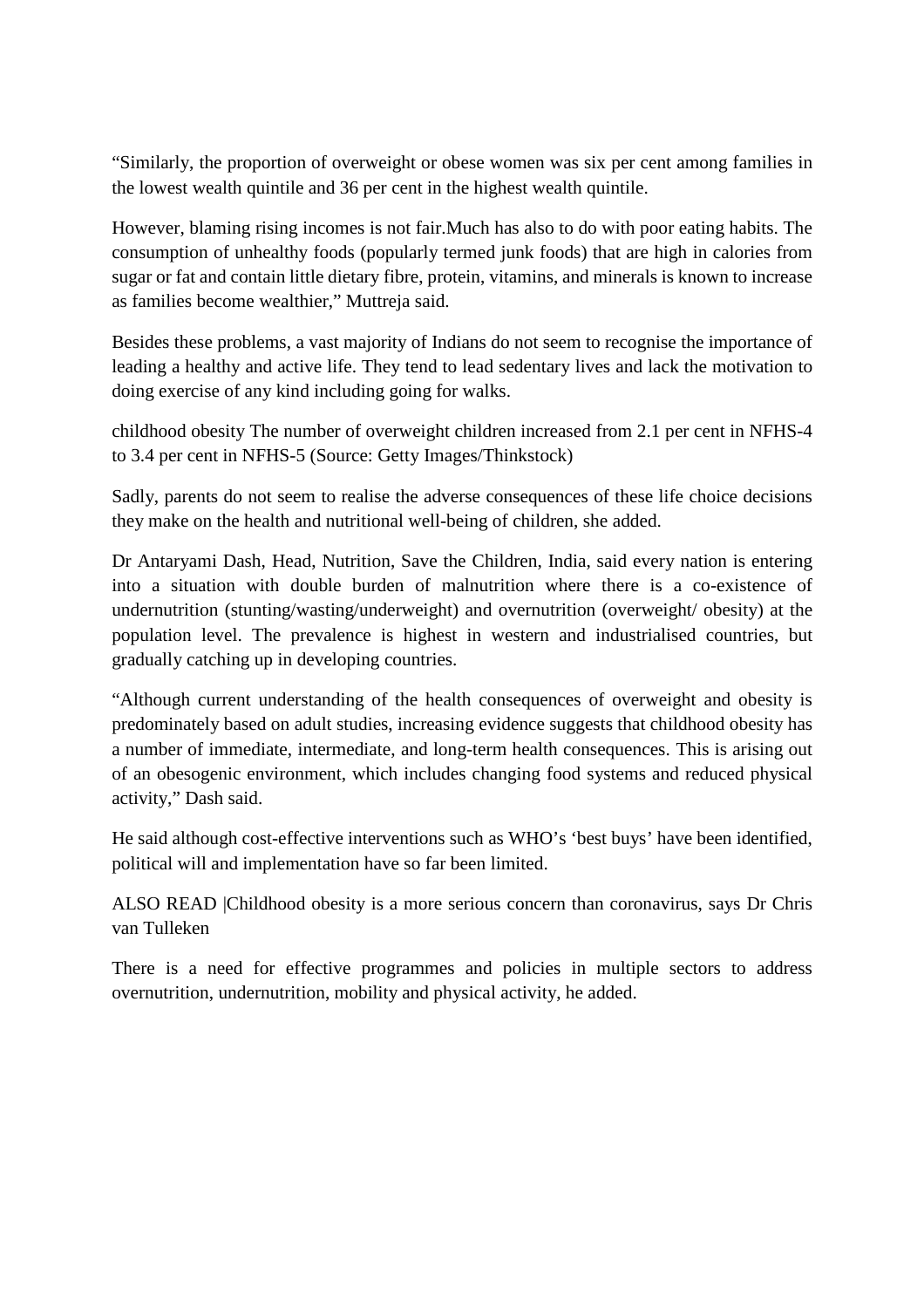"Similarly, the proportion of overweight or obese women was six per cent among families in the lowest wealth quintile and 36 per cent in the highest wealth quintile.

However, blaming rising incomes is not fair.Much has also to do with poor eating habits. The consumption of unhealthy foods (popularly termed junk foods) that are high in calories from sugar or fat and contain little dietary fibre, protein, vitamins, and minerals is known to increase as families become wealthier," Muttreja said.

Besides these problems, a vast majority of Indians do not seem to recognise the importance of leading a healthy and active life. They tend to lead sedentary lives and lack the motivation to doing exercise of any kind including going for walks.

childhood obesity The number of overweight children increased from 2.1 per cent in NFHS-4 to 3.4 per cent in NFHS-5 (Source: Getty Images/Thinkstock)

Sadly, parents do not seem to realise the adverse consequences of these life choice decisions they make on the health and nutritional well-being of children, she added.

Dr Antaryami Dash, Head, Nutrition, Save the Children, India, said every nation is entering into a situation with double burden of malnutrition where there is a co-existence of undernutrition (stunting/wasting/underweight) and overnutrition (overweight/ obesity) at the population level. The prevalence is highest in western and industrialised countries, but gradually catching up in developing countries.

"Although current understanding of the health consequences of overweight and obesity is predominately based on adult studies, increasing evidence suggests that childhood obesity has a number of immediate, intermediate, and long-term health consequences. This is arising out of an obesogenic environment, which includes changing food systems and reduced physical activity," Dash said.

He said although cost-effective interventions such as WHO's 'best buys' have been identified, political will and implementation have so far been limited.

ALSO READ |Childhood obesity is a more serious concern than coronavirus, says Dr Chris van Tulleken

There is a need for effective programmes and policies in multiple sectors to address overnutrition, undernutrition, mobility and physical activity, he added.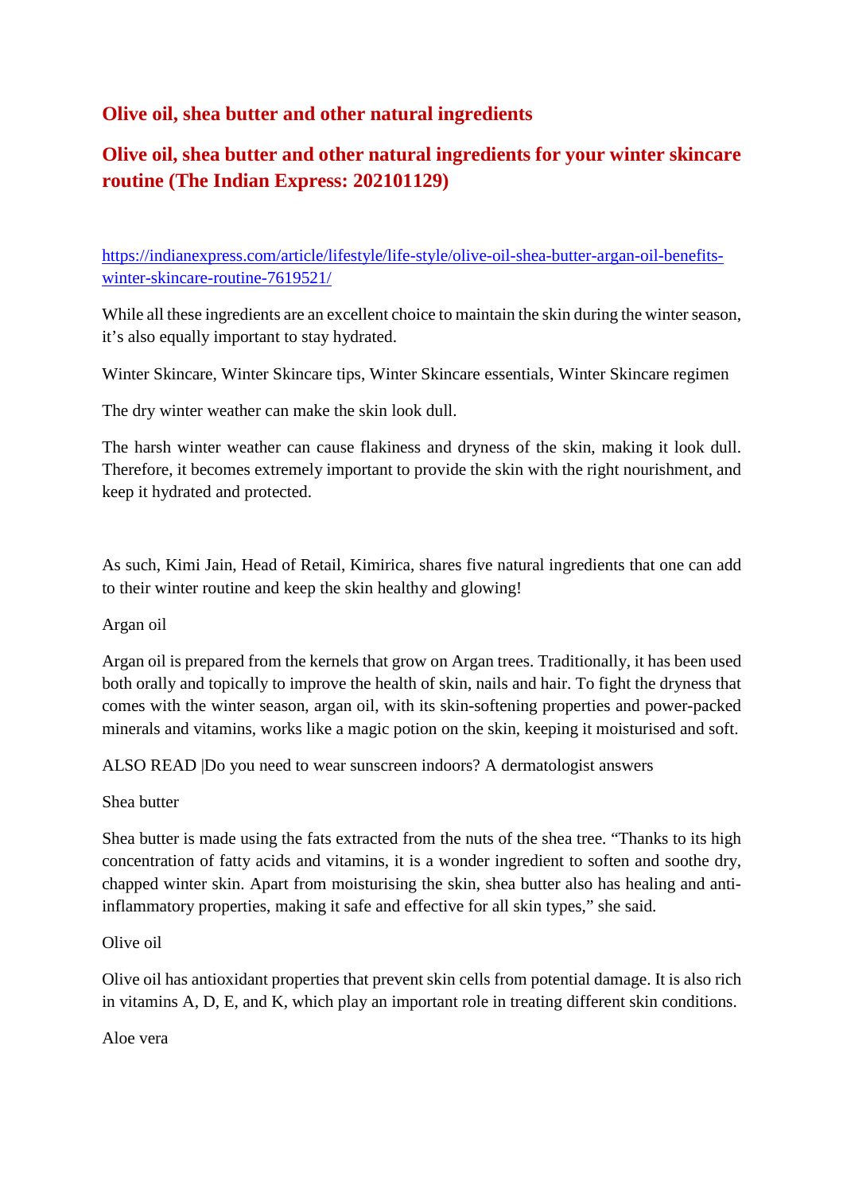## Olive oil, shea butter and other natural ingredients

## Olive oil, shea butter and other natural ingredients for your winter skincare routine (The Indian Express: 202101129)

https://indianexpress.com/article/lifestyle/life-style/olive-oil-shea-butter-argan-oil-benefits-winter-skincare-routine-7619521/

While all these ingredients are an excellent choice to maintain the skin during the winter season, it's also equally important to stay hydrated.

Winter Skincare, Winter Skincare tips, Winter Skincare essentials, Winter Skincare regimen

The dry winter weather can make the skin look dull.

The harsh winter weather can cause flakiness and dryness of the skin, making it look dull. Therefore, it becomes extremely important to provide the skin with the right nourishment, and keep it hydrated and protected.

As such, Kimi Jain, Head of Retail, Kimirica, shares five natural ingredients that one can add to their winter routine and keep the skin healthy and glowing!

Argan oil

Argan oil is prepared from the kernels that grow on Argan trees. Traditionally, it has been used both orally and topically to improve the health of skin, nails and hair. To fight the dryness that comes with the winter season, argan oil, with its skin-softening properties and power-packed minerals and vitamins, works like a magic potion on the skin, keeping it moisturised and soft.

ALSO READ |Do you need to wear sunscreen indoors? A dermatologist answers

Shea butter

Shea butter is made using the fats extracted from the nuts of the shea tree. "Thanks to its high concentration of fatty acids and vitamins, it is a wonder ingredient to soften and soothe dry, chapped winter skin. Apart from moisturising the skin, shea butter also has healing and anti-inflammatory properties, making it safe and effective for all skin types," she said.

Olive oil

Olive oil has antioxidant properties that prevent skin cells from potential damage. It is also rich in vitamins A, D, E, and K, which play an important role in treating different skin conditions.

Aloe vera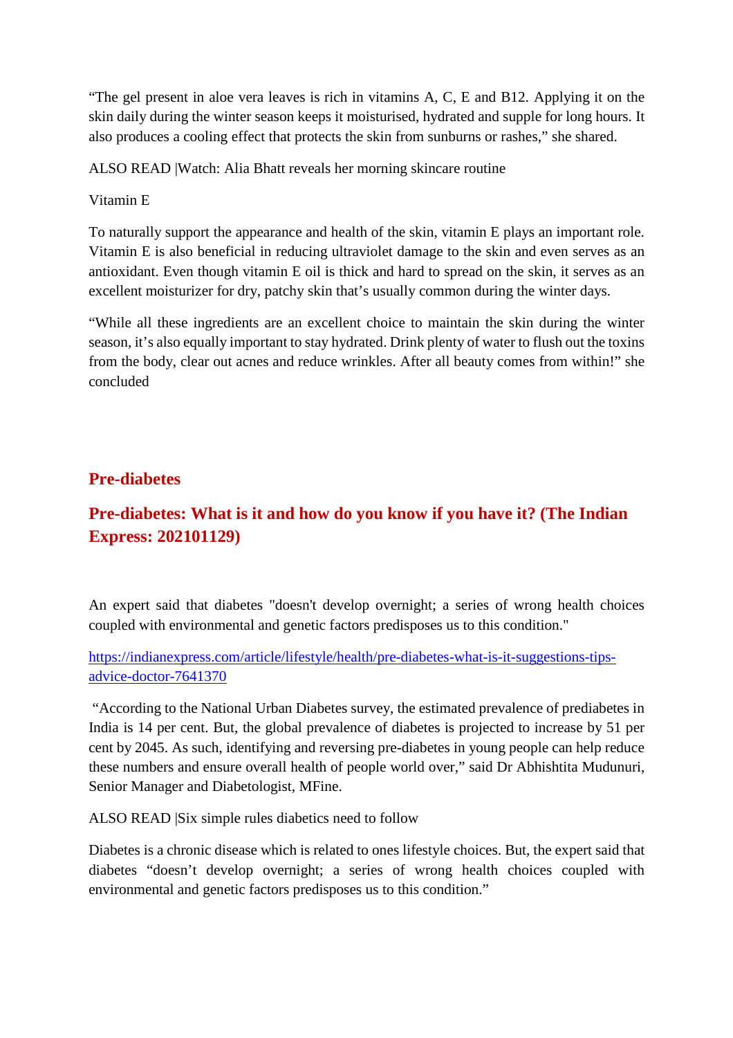“The gel present in aloe vera leaves is rich in vitamins A, C, E and B12. Applying it on the skin daily during the winter season keeps it moisturised, hydrated and supple for long hours. It also produces a cooling effect that protects the skin from sunburns or rashes,” she shared.

ALSO READ |Watch: Alia Bhatt reveals her morning skincare routine

Vitamin E

To naturally support the appearance and health of the skin, vitamin E plays an important role. Vitamin E is also beneficial in reducing ultraviolet damage to the skin and even serves as an antioxidant. Even though vitamin E oil is thick and hard to spread on the skin, it serves as an excellent moisturizer for dry, patchy skin that’s usually common during the winter days.

“While all these ingredients are an excellent choice to maintain the skin during the winter season, it’s also equally important to stay hydrated. Drink plenty of water to flush out the toxins from the body, clear out acnes and reduce wrinkles. After all beauty comes from within!” she concluded

## Pre-diabetes

## Pre-diabetes: What is it and how do you know if you have it? (The Indian Express: 202101129)

An expert said that diabetes "doesn't develop overnight; a series of wrong health choices coupled with environmental and genetic factors predisposes us to this condition."

https://indianexpress.com/article/lifestyle/health/pre-diabetes-what-is-it-suggestions-tips-advice-doctor-7641370

“According to the National Urban Diabetes survey, the estimated prevalence of prediabetes in India is 14 per cent. But, the global prevalence of diabetes is projected to increase by 51 per cent by 2045. As such, identifying and reversing pre-diabetes in young people can help reduce these numbers and ensure overall health of people world over,” said Dr Abhishtita Mudunuri, Senior Manager and Diabetologist, MFine.

ALSO READ |Six simple rules diabetics need to follow

Diabetes is a chronic disease which is related to ones lifestyle choices. But, the expert said that diabetes “doesn’t develop overnight; a series of wrong health choices coupled with environmental and genetic factors predisposes us to this condition.”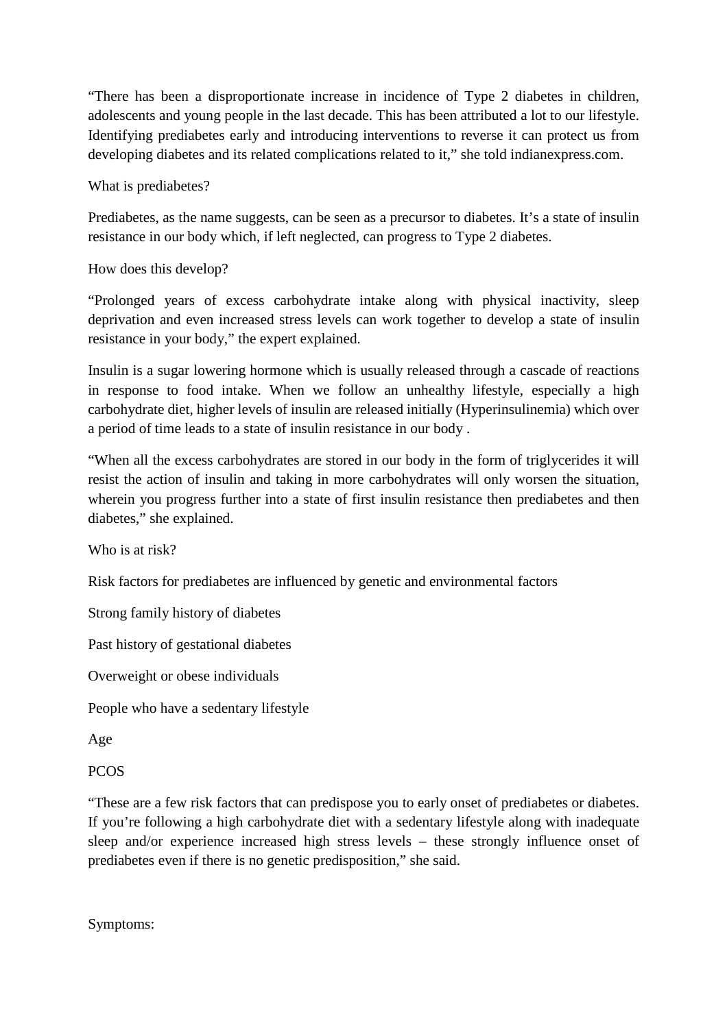"There has been a disproportionate increase in incidence of Type 2 diabetes in children, adolescents and young people in the last decade. This has been attributed a lot to our lifestyle. Identifying prediabetes early and introducing interventions to reverse it can protect us from developing diabetes and its related complications related to it," she told indianexpress.com.

What is prediabetes?

Prediabetes, as the name suggests, can be seen as a precursor to diabetes. It's a state of insulin resistance in our body which, if left neglected, can progress to Type 2 diabetes.

How does this develop?

"Prolonged years of excess carbohydrate intake along with physical inactivity, sleep deprivation and even increased stress levels can work together to develop a state of insulin resistance in your body," the expert explained.

Insulin is a sugar lowering hormone which is usually released through a cascade of reactions in response to food intake. When we follow an unhealthy lifestyle, especially a high carbohydrate diet, higher levels of insulin are released initially (Hyperinsulinemia) which over a period of time leads to a state of insulin resistance in our body .

"When all the excess carbohydrates are stored in our body in the form of triglycerides it will resist the action of insulin and taking in more carbohydrates will only worsen the situation, wherein you progress further into a state of first insulin resistance then prediabetes and then diabetes," she explained.

Who is at risk?

Risk factors for prediabetes are influenced by genetic and environmental factors

Strong family history of diabetes

Past history of gestational diabetes

Overweight or obese individuals

People who have a sedentary lifestyle

Age

PCOS

"These are a few risk factors that can predispose you to early onset of prediabetes or diabetes. If you're following a high carbohydrate diet with a sedentary lifestyle along with inadequate sleep and/or experience increased high stress levels – these strongly influence onset of prediabetes even if there is no genetic predisposition," she said.

Symptoms: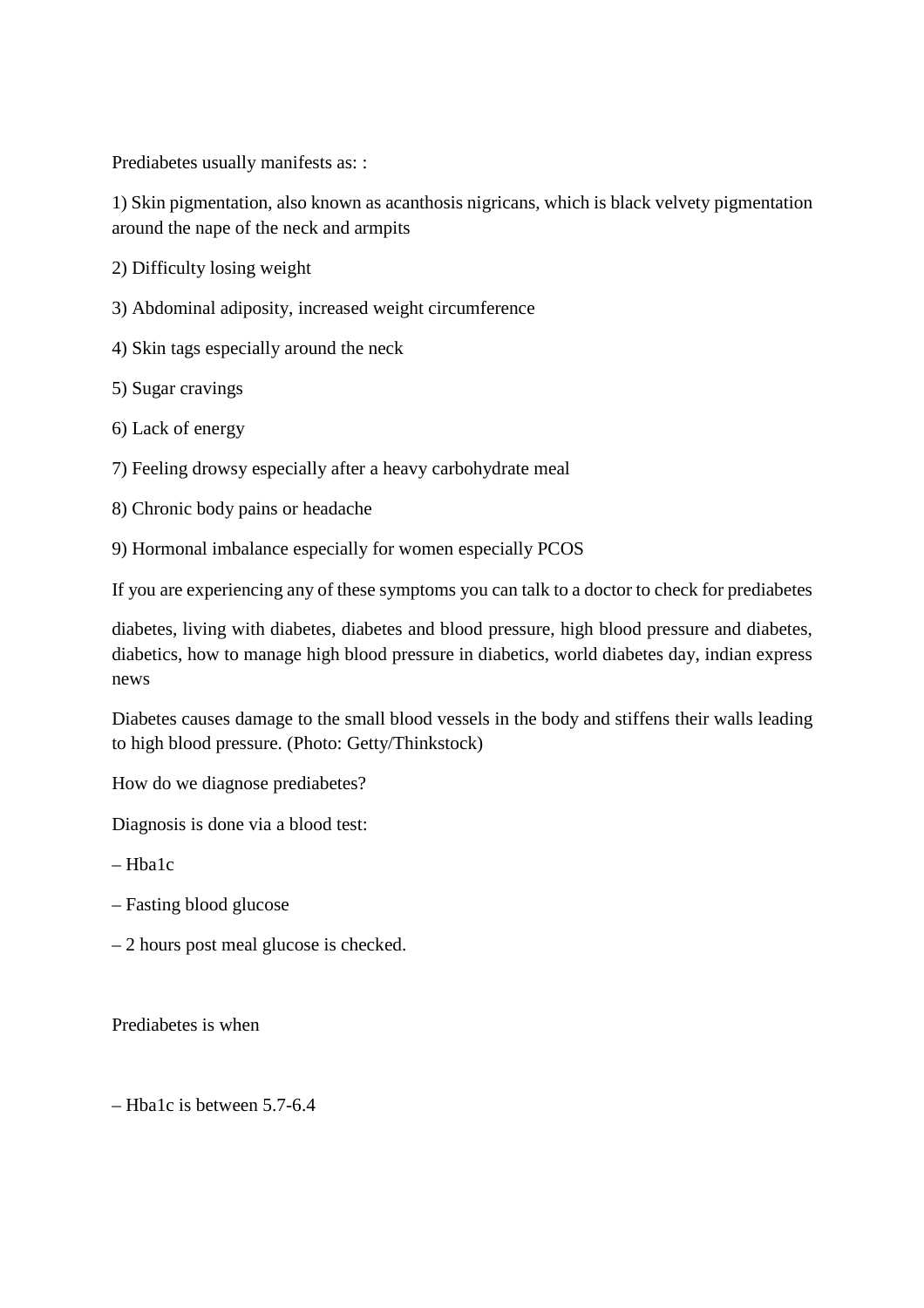Prediabetes usually manifests as: :

1) Skin pigmentation, also known as acanthosis nigricans, which is black velvety pigmentation around the nape of the neck and armpits

2) Difficulty losing weight

3) Abdominal adiposity, increased weight circumference

4) Skin tags especially around the neck

5) Sugar cravings

6) Lack of energy

7) Feeling drowsy especially after a heavy carbohydrate meal

8) Chronic body pains or headache

9) Hormonal imbalance especially for women especially PCOS

If you are experiencing any of these symptoms you can talk to a doctor to check for prediabetes

diabetes, living with diabetes, diabetes and blood pressure, high blood pressure and diabetes, diabetics, how to manage high blood pressure in diabetics, world diabetes day, indian express news

Diabetes causes damage to the small blood vessels in the body and stiffens their walls leading to high blood pressure. (Photo: Getty/Thinkstock)

How do we diagnose prediabetes?

Diagnosis is done via a blood test:

– Hba1c

– Fasting blood glucose

– 2 hours post meal glucose is checked.

Prediabetes is when

– Hba1c is between 5.7-6.4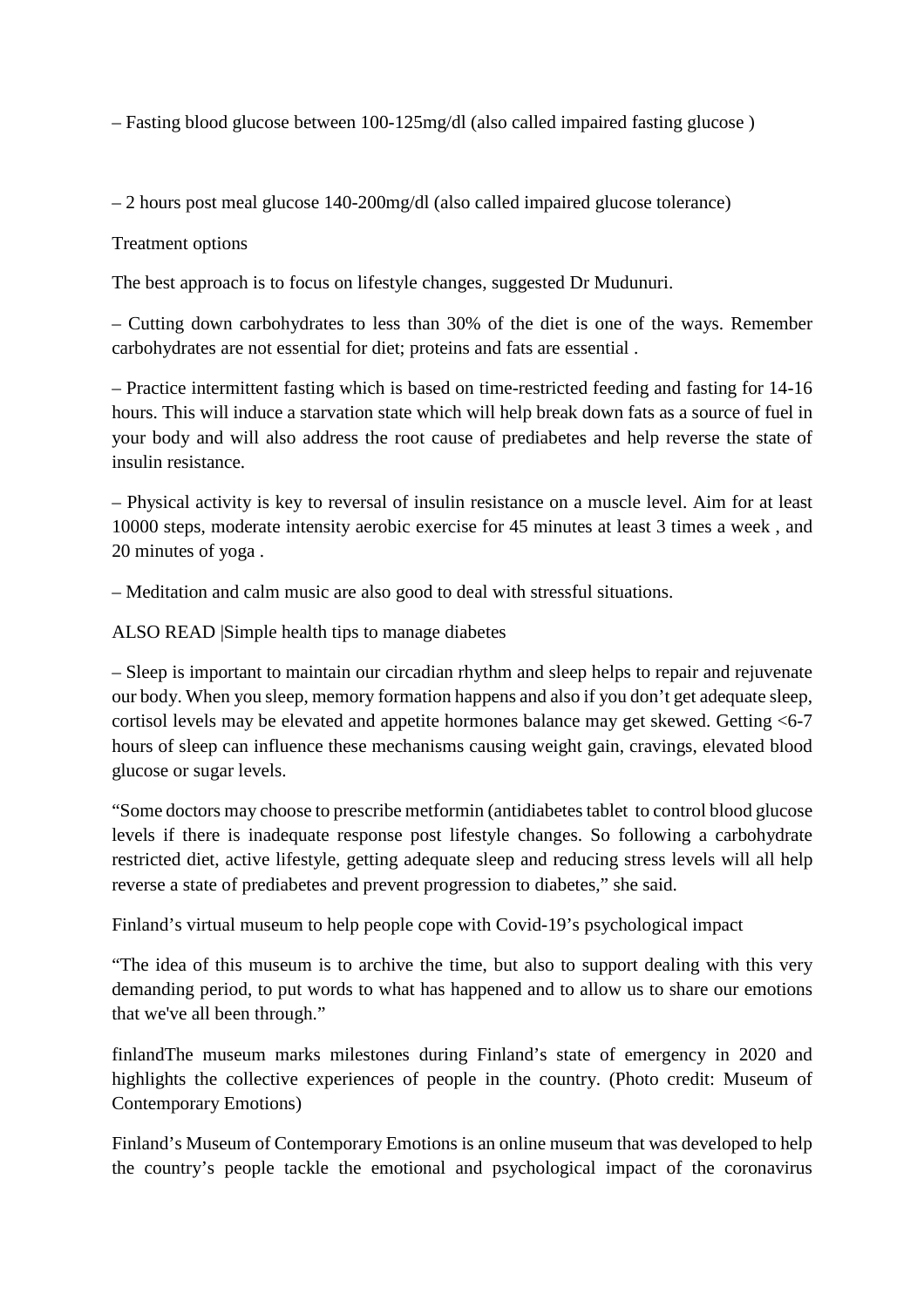– Fasting blood glucose between 100-125mg/dl (also called impaired fasting glucose )

– 2 hours post meal glucose 140-200mg/dl (also called impaired glucose tolerance)

Treatment options

The best approach is to focus on lifestyle changes, suggested Dr Mudunuri.

– Cutting down carbohydrates to less than 30% of the diet is one of the ways. Remember carbohydrates are not essential for diet; proteins and fats are essential .

– Practice intermittent fasting which is based on time-restricted feeding and fasting for 14-16 hours. This will induce a starvation state which will help break down fats as a source of fuel in your body and will also address the root cause of prediabetes and help reverse the state of insulin resistance.

– Physical activity is key to reversal of insulin resistance on a muscle level. Aim for at least 10000 steps, moderate intensity aerobic exercise for 45 minutes at least 3 times a week , and 20 minutes of yoga .

– Meditation and calm music are also good to deal with stressful situations.

ALSO READ |Simple health tips to manage diabetes

– Sleep is important to maintain our circadian rhythm and sleep helps to repair and rejuvenate our body. When you sleep, memory formation happens and also if you don't get adequate sleep, cortisol levels may be elevated and appetite hormones balance may get skewed. Getting <6-7 hours of sleep can influence these mechanisms causing weight gain, cravings, elevated blood glucose or sugar levels.

"Some doctors may choose to prescribe metformin (antidiabetes tablet to control blood glucose levels if there is inadequate response post lifestyle changes. So following a carbohydrate restricted diet, active lifestyle, getting adequate sleep and reducing stress levels will all help reverse a state of prediabetes and prevent progression to diabetes," she said.

Finland's virtual museum to help people cope with Covid-19's psychological impact

"The idea of this museum is to archive the time, but also to support dealing with this very demanding period, to put words to what has happened and to allow us to share our emotions that we've all been through."

finlandThe museum marks milestones during Finland's state of emergency in 2020 and highlights the collective experiences of people in the country. (Photo credit: Museum of Contemporary Emotions)

Finland's Museum of Contemporary Emotions is an online museum that was developed to help the country's people tackle the emotional and psychological impact of the coronavirus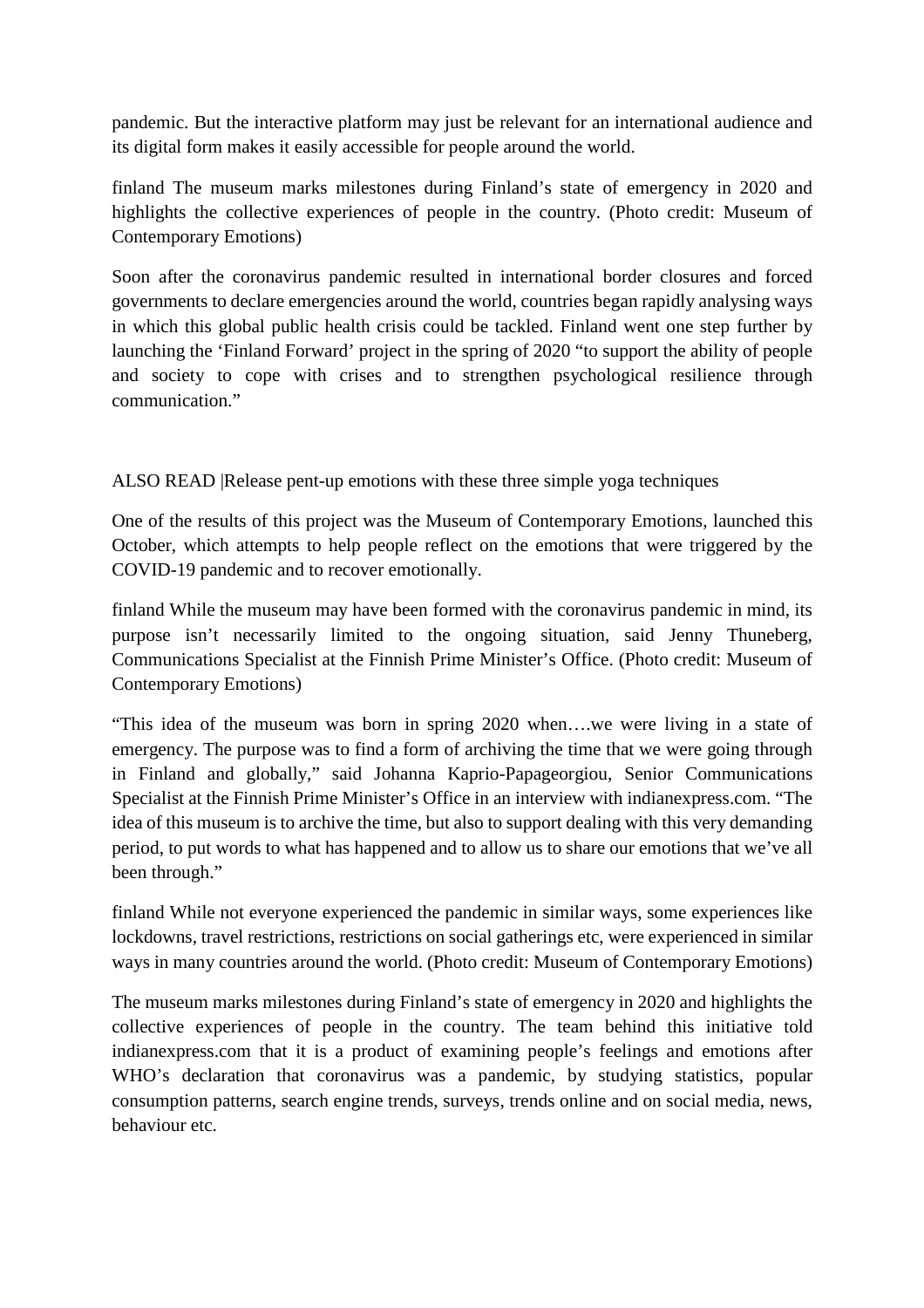pandemic. But the interactive platform may just be relevant for an international audience and its digital form makes it easily accessible for people around the world.

finland The museum marks milestones during Finland's state of emergency in 2020 and highlights the collective experiences of people in the country. (Photo credit: Museum of Contemporary Emotions)

Soon after the coronavirus pandemic resulted in international border closures and forced governments to declare emergencies around the world, countries began rapidly analysing ways in which this global public health crisis could be tackled. Finland went one step further by launching the 'Finland Forward' project in the spring of 2020 "to support the ability of people and society to cope with crises and to strengthen psychological resilience through communication."

ALSO READ |Release pent-up emotions with these three simple yoga techniques

One of the results of this project was the Museum of Contemporary Emotions, launched this October, which attempts to help people reflect on the emotions that were triggered by the COVID-19 pandemic and to recover emotionally.

finland While the museum may have been formed with the coronavirus pandemic in mind, its purpose isn't necessarily limited to the ongoing situation, said Jenny Thuneberg, Communications Specialist at the Finnish Prime Minister's Office. (Photo credit: Museum of Contemporary Emotions)

"This idea of the museum was born in spring 2020 when….we were living in a state of emergency. The purpose was to find a form of archiving the time that we were going through in Finland and globally," said Johanna Kaprio-Papageorgiou, Senior Communications Specialist at the Finnish Prime Minister's Office in an interview with indianexpress.com. "The idea of this museum is to archive the time, but also to support dealing with this very demanding period, to put words to what has happened and to allow us to share our emotions that we've all been through."

finland While not everyone experienced the pandemic in similar ways, some experiences like lockdowns, travel restrictions, restrictions on social gatherings etc, were experienced in similar ways in many countries around the world. (Photo credit: Museum of Contemporary Emotions)

The museum marks milestones during Finland's state of emergency in 2020 and highlights the collective experiences of people in the country. The team behind this initiative told indianexpress.com that it is a product of examining people's feelings and emotions after WHO's declaration that coronavirus was a pandemic, by studying statistics, popular consumption patterns, search engine trends, surveys, trends online and on social media, news, behaviour etc.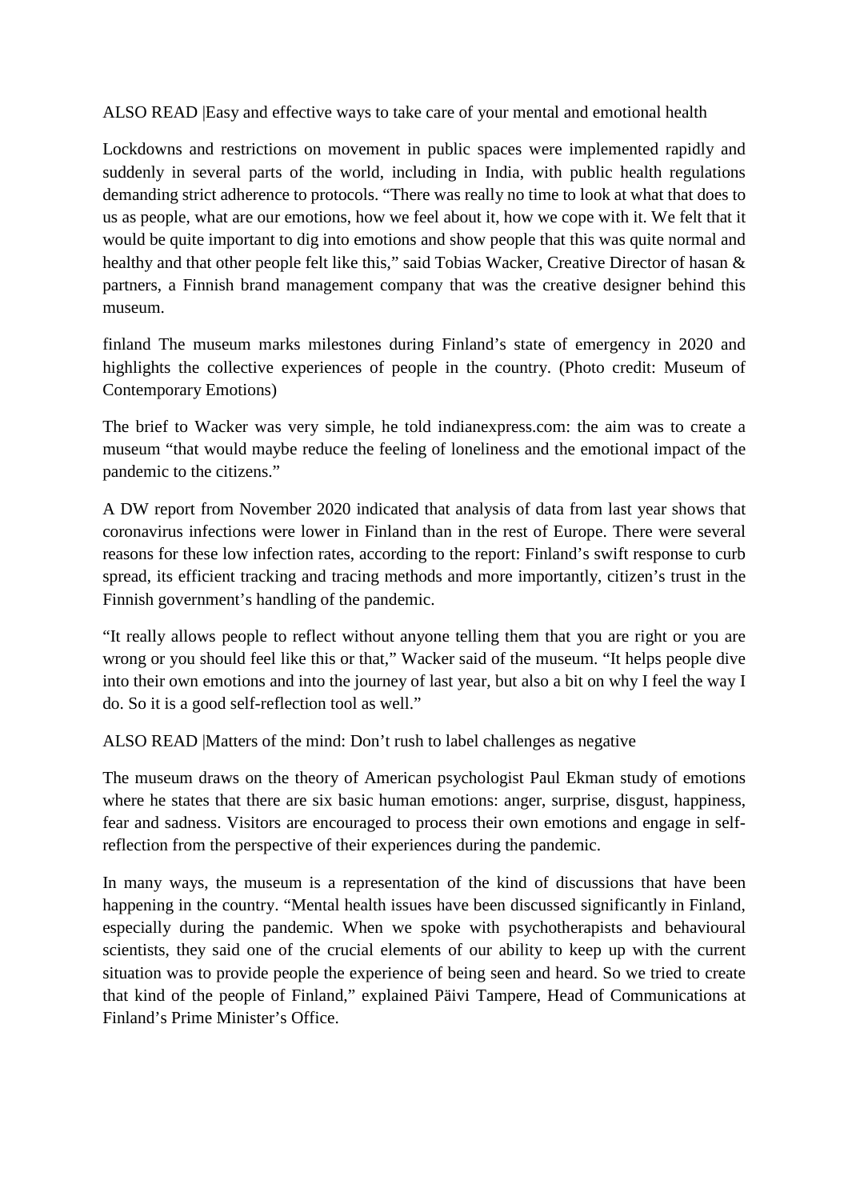ALSO READ |Easy and effective ways to take care of your mental and emotional health

Lockdowns and restrictions on movement in public spaces were implemented rapidly and suddenly in several parts of the world, including in India, with public health regulations demanding strict adherence to protocols. “There was really no time to look at what that does to us as people, what are our emotions, how we feel about it, how we cope with it. We felt that it would be quite important to dig into emotions and show people that this was quite normal and healthy and that other people felt like this,” said Tobias Wacker, Creative Director of hasan & partners, a Finnish brand management company that was the creative designer behind this museum.

finland The museum marks milestones during Finland’s state of emergency in 2020 and highlights the collective experiences of people in the country. (Photo credit: Museum of Contemporary Emotions)

The brief to Wacker was very simple, he told indianexpress.com: the aim was to create a museum “that would maybe reduce the feeling of loneliness and the emotional impact of the pandemic to the citizens.”

A DW report from November 2020 indicated that analysis of data from last year shows that coronavirus infections were lower in Finland than in the rest of Europe. There were several reasons for these low infection rates, according to the report: Finland’s swift response to curb spread, its efficient tracking and tracing methods and more importantly, citizen’s trust in the Finnish government’s handling of the pandemic.

“It really allows people to reflect without anyone telling them that you are right or you are wrong or you should feel like this or that,” Wacker said of the museum. “It helps people dive into their own emotions and into the journey of last year, but also a bit on why I feel the way I do. So it is a good self-reflection tool as well.”

ALSO READ |Matters of the mind: Don’t rush to label challenges as negative

The museum draws on the theory of American psychologist Paul Ekman study of emotions where he states that there are six basic human emotions: anger, surprise, disgust, happiness, fear and sadness. Visitors are encouraged to process their own emotions and engage in self-reflection from the perspective of their experiences during the pandemic.

In many ways, the museum is a representation of the kind of discussions that have been happening in the country. “Mental health issues have been discussed significantly in Finland, especially during the pandemic. When we spoke with psychotherapists and behavioural scientists, they said one of the crucial elements of our ability to keep up with the current situation was to provide people the experience of being seen and heard. So we tried to create that kind of the people of Finland,” explained Päivi Tampere, Head of Communications at Finland’s Prime Minister’s Office.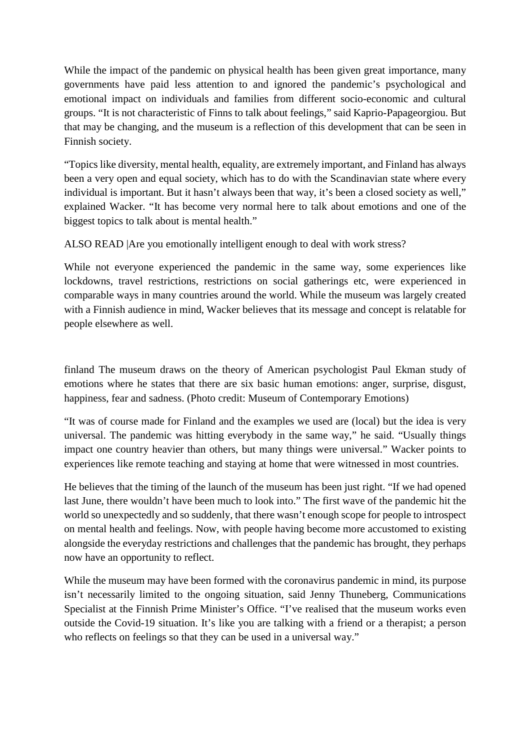While the impact of the pandemic on physical health has been given great importance, many governments have paid less attention to and ignored the pandemic's psychological and emotional impact on individuals and families from different socio-economic and cultural groups. "It is not characteristic of Finns to talk about feelings," said Kaprio-Papageorgiou. But that may be changing, and the museum is a reflection of this development that can be seen in Finnish society.

"Topics like diversity, mental health, equality, are extremely important, and Finland has always been a very open and equal society, which has to do with the Scandinavian state where every individual is important. But it hasn't always been that way, it's been a closed society as well," explained Wacker. "It has become very normal here to talk about emotions and one of the biggest topics to talk about is mental health."

ALSO READ |Are you emotionally intelligent enough to deal with work stress?

While not everyone experienced the pandemic in the same way, some experiences like lockdowns, travel restrictions, restrictions on social gatherings etc, were experienced in comparable ways in many countries around the world. While the museum was largely created with a Finnish audience in mind, Wacker believes that its message and concept is relatable for people elsewhere as well.

finland The museum draws on the theory of American psychologist Paul Ekman study of emotions where he states that there are six basic human emotions: anger, surprise, disgust, happiness, fear and sadness. (Photo credit: Museum of Contemporary Emotions)

"It was of course made for Finland and the examples we used are (local) but the idea is very universal. The pandemic was hitting everybody in the same way," he said. "Usually things impact one country heavier than others, but many things were universal." Wacker points to experiences like remote teaching and staying at home that were witnessed in most countries.

He believes that the timing of the launch of the museum has been just right. "If we had opened last June, there wouldn't have been much to look into." The first wave of the pandemic hit the world so unexpectedly and so suddenly, that there wasn't enough scope for people to introspect on mental health and feelings. Now, with people having become more accustomed to existing alongside the everyday restrictions and challenges that the pandemic has brought, they perhaps now have an opportunity to reflect.

While the museum may have been formed with the coronavirus pandemic in mind, its purpose isn't necessarily limited to the ongoing situation, said Jenny Thuneberg, Communications Specialist at the Finnish Prime Minister's Office. "I've realised that the museum works even outside the Covid-19 situation. It's like you are talking with a friend or a therapist; a person who reflects on feelings so that they can be used in a universal way."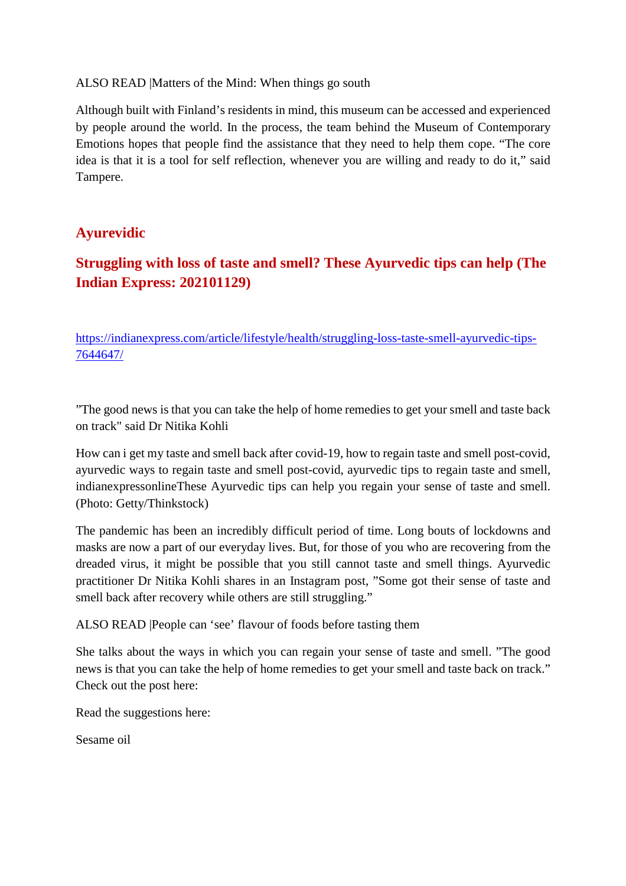ALSO READ |Matters of the Mind: When things go south

Although built with Finland's residents in mind, this museum can be accessed and experienced by people around the world. In the process, the team behind the Museum of Contemporary Emotions hopes that people find the assistance that they need to help them cope. "The core idea is that it is a tool for self reflection, whenever you are willing and ready to do it," said Tampere.

## Ayurevidic

## Struggling with loss of taste and smell? These Ayurvedic tips can help (The Indian Express: 202101129)

https://indianexpress.com/article/lifestyle/health/struggling-loss-taste-smell-ayurvedic-tips-7644647/

"The good news is that you can take the help of home remedies to get your smell and taste back on track" said Dr Nitika Kohli

How can i get my taste and smell back after covid-19, how to regain taste and smell post-covid, ayurvedic ways to regain taste and smell post-covid, ayurvedic tips to regain taste and smell, indianexpressonlineThese Ayurvedic tips can help you regain your sense of taste and smell. (Photo: Getty/Thinkstock)

The pandemic has been an incredibly difficult period of time. Long bouts of lockdowns and masks are now a part of our everyday lives. But, for those of you who are recovering from the dreaded virus, it might be possible that you still cannot taste and smell things. Ayurvedic practitioner Dr Nitika Kohli shares in an Instagram post, "Some got their sense of taste and smell back after recovery while others are still struggling."

ALSO READ |People can 'see' flavour of foods before tasting them

She talks about the ways in which you can regain your sense of taste and smell. "The good news is that you can take the help of home remedies to get your smell and taste back on track." Check out the post here:

Read the suggestions here:

Sesame oil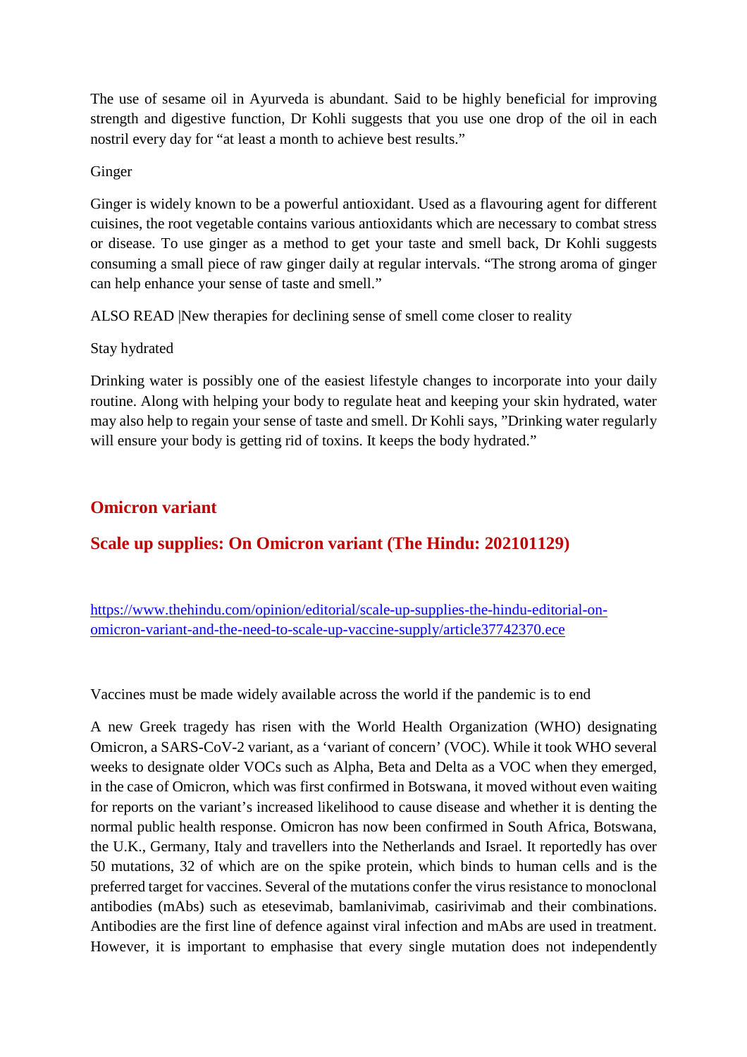The use of sesame oil in Ayurveda is abundant. Said to be highly beneficial for improving strength and digestive function, Dr Kohli suggests that you use one drop of the oil in each nostril every day for "at least a month to achieve best results."

Ginger

Ginger is widely known to be a powerful antioxidant. Used as a flavouring agent for different cuisines, the root vegetable contains various antioxidants which are necessary to combat stress or disease. To use ginger as a method to get your taste and smell back, Dr Kohli suggests consuming a small piece of raw ginger daily at regular intervals. "The strong aroma of ginger can help enhance your sense of taste and smell."

ALSO READ |New therapies for declining sense of smell come closer to reality

Stay hydrated

Drinking water is possibly one of the easiest lifestyle changes to incorporate into your daily routine. Along with helping your body to regulate heat and keeping your skin hydrated, water may also help to regain your sense of taste and smell. Dr Kohli says, "Drinking water regularly will ensure your body is getting rid of toxins. It keeps the body hydrated."

## Omicron variant

## Scale up supplies: On Omicron variant (The Hindu: 202101129)

https://www.thehindu.com/opinion/editorial/scale-up-supplies-the-hindu-editorial-on-omicron-variant-and-the-need-to-scale-up-vaccine-supply/article37742370.ece

Vaccines must be made widely available across the world if the pandemic is to end

A new Greek tragedy has risen with the World Health Organization (WHO) designating Omicron, a SARS-CoV-2 variant, as a 'variant of concern' (VOC). While it took WHO several weeks to designate older VOCs such as Alpha, Beta and Delta as a VOC when they emerged, in the case of Omicron, which was first confirmed in Botswana, it moved without even waiting for reports on the variant's increased likelihood to cause disease and whether it is denting the normal public health response. Omicron has now been confirmed in South Africa, Botswana, the U.K., Germany, Italy and travellers into the Netherlands and Israel. It reportedly has over 50 mutations, 32 of which are on the spike protein, which binds to human cells and is the preferred target for vaccines. Several of the mutations confer the virus resistance to monoclonal antibodies (mAbs) such as etesevimab, bamlanivimab, casirivimab and their combinations. Antibodies are the first line of defence against viral infection and mAbs are used in treatment. However, it is important to emphasise that every single mutation does not independently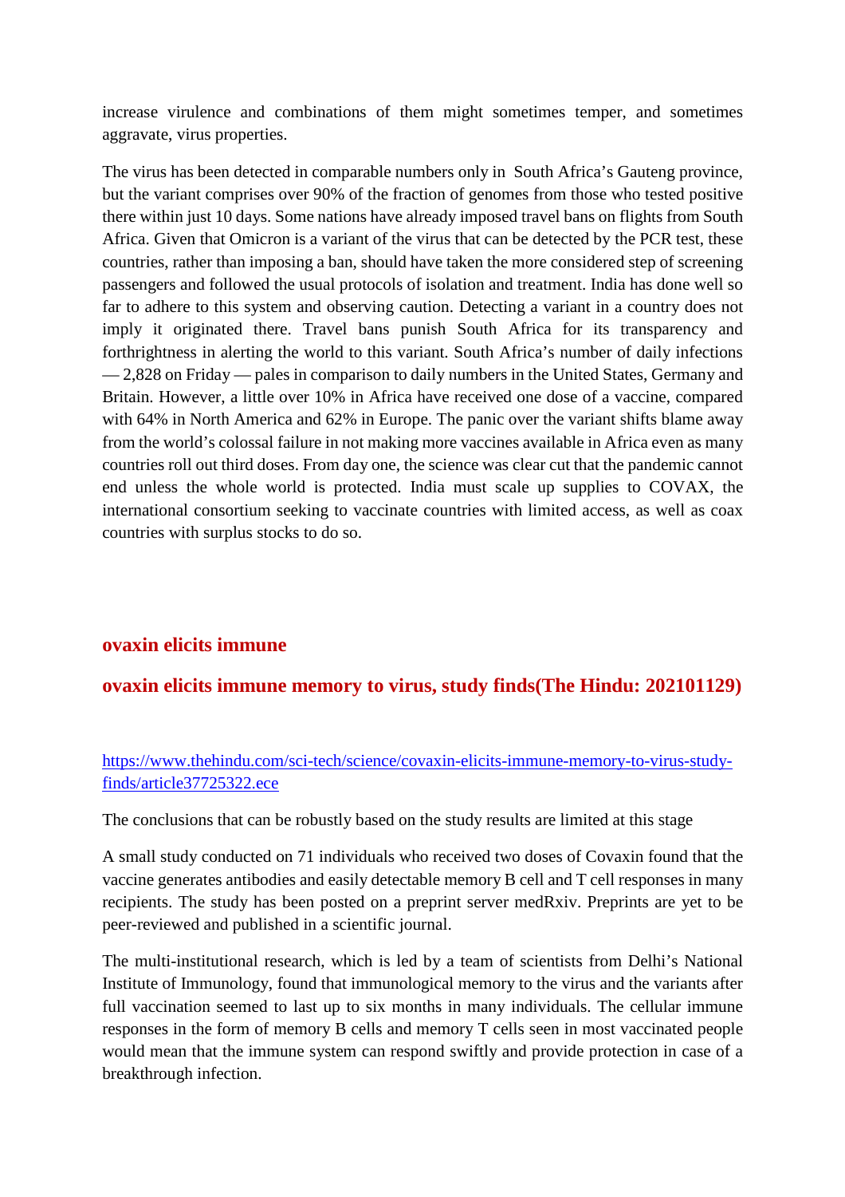increase virulence and combinations of them might sometimes temper, and sometimes aggravate, virus properties.

The virus has been detected in comparable numbers only in South Africa's Gauteng province, but the variant comprises over 90% of the fraction of genomes from those who tested positive there within just 10 days. Some nations have already imposed travel bans on flights from South Africa. Given that Omicron is a variant of the virus that can be detected by the PCR test, these countries, rather than imposing a ban, should have taken the more considered step of screening passengers and followed the usual protocols of isolation and treatment. India has done well so far to adhere to this system and observing caution. Detecting a variant in a country does not imply it originated there. Travel bans punish South Africa for its transparency and forthrightness in alerting the world to this variant. South Africa's number of daily infections — 2,828 on Friday — pales in comparison to daily numbers in the United States, Germany and Britain. However, a little over 10% in Africa have received one dose of a vaccine, compared with 64% in North America and 62% in Europe. The panic over the variant shifts blame away from the world's colossal failure in not making more vaccines available in Africa even as many countries roll out third doses. From day one, the science was clear cut that the pandemic cannot end unless the whole world is protected. India must scale up supplies to COVAX, the international consortium seeking to vaccinate countries with limited access, as well as coax countries with surplus stocks to do so.

## ovaxin elicits immune

## ovaxin elicits immune memory to virus, study finds(The Hindu: 202101129)

https://www.thehindu.com/sci-tech/science/covaxin-elicits-immune-memory-to-virus-study-finds/article37725322.ece

The conclusions that can be robustly based on the study results are limited at this stage

A small study conducted on 71 individuals who received two doses of Covaxin found that the vaccine generates antibodies and easily detectable memory B cell and T cell responses in many recipients. The study has been posted on a preprint server medRxiv. Preprints are yet to be peer-reviewed and published in a scientific journal.

The multi-institutional research, which is led by a team of scientists from Delhi's National Institute of Immunology, found that immunological memory to the virus and the variants after full vaccination seemed to last up to six months in many individuals. The cellular immune responses in the form of memory B cells and memory T cells seen in most vaccinated people would mean that the immune system can respond swiftly and provide protection in case of a breakthrough infection.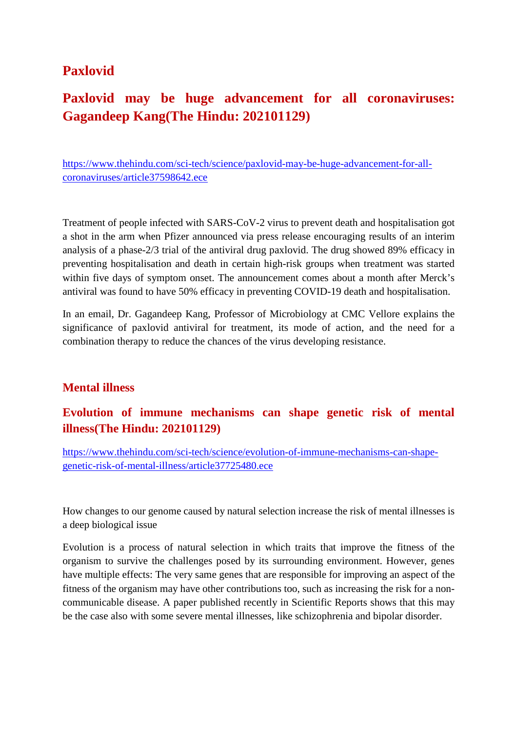## Paxlovid

## Paxlovid may be huge advancement for all coronaviruses: Gagandeep Kang(The Hindu: 202101129)

[https://www.thehindu.com/sci-tech/science/paxlovid-may-be-huge-advancement-for-all-coronaviruses/article37598642.ece](https://www.thehindu.com/sci-tech/science/paxlovid-may-be-huge-advancement-for-all-coronaviruses/article37598642.ece)

Treatment of people infected with SARS-CoV-2 virus to prevent death and hospitalisation got a shot in the arm when Pfizer announced via press release encouraging results of an interim analysis of a phase-2/3 trial of the antiviral drug paxlovid. The drug showed 89% efficacy in preventing hospitalisation and death in certain high-risk groups when treatment was started within five days of symptom onset. The announcement comes about a month after Merck's antiviral was found to have 50% efficacy in preventing COVID-19 death and hospitalisation.

In an email, Dr. Gagandeep Kang, Professor of Microbiology at CMC Vellore explains the significance of paxlovid antiviral for treatment, its mode of action, and the need for a combination therapy to reduce the chances of the virus developing resistance.

## Mental illness

## Evolution of immune mechanisms can shape genetic risk of mental illness(The Hindu: 202101129)

[https://www.thehindu.com/sci-tech/science/evolution-of-immune-mechanisms-can-shape-genetic-risk-of-mental-illness/article37725480.ece](https://www.thehindu.com/sci-tech/science/evolution-of-immune-mechanisms-can-shape-genetic-risk-of-mental-illness/article37725480.ece)

How changes to our genome caused by natural selection increase the risk of mental illnesses is a deep biological issue

Evolution is a process of natural selection in which traits that improve the fitness of the organism to survive the challenges posed by its surrounding environment. However, genes have multiple effects: The very same genes that are responsible for improving an aspect of the fitness of the organism may have other contributions too, such as increasing the risk for a non-communicable disease. A paper published recently in Scientific Reports shows that this may be the case also with some severe mental illnesses, like schizophrenia and bipolar disorder.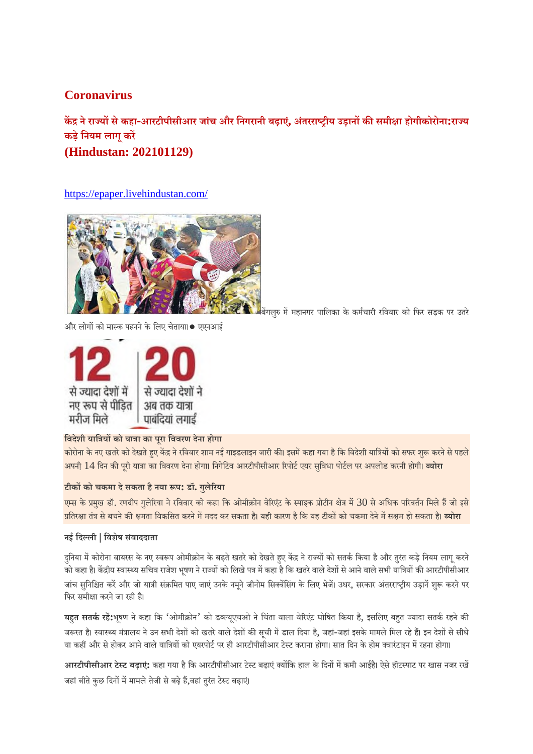# Coronavirus

## केंद्र ने राज्यों से कहा-आरटीपीसीआर जांच और निगरानी बढ़ाएं, अंतरराष्ट्रीय उड़ानों की समीक्षा होगीकोरोना:राज्य कड़े नियम लागू करें

## (Hindustan: 202101129)

https://epaper.livehindustan.com/

बेंगलुरु में महानगर पालिका के कर्मचारी रविवार को फिर सड़क पर उतरे और लोगों को मास्क पहनने के लिए चेताया।● एएनआई

**12** से ज्यादा देशों में नए रूप से पीड़ित मरीज मिले | **20** से ज्यादा देशों ने अब तक यात्रा पाबंदियां लगाईं

**विदेशी यात्रियों को यात्रा का पूरा विवरण देना होगा**

कोरोना के नए खतरे को देखते हुए केंद्र ने रविवार शाम नई गाइडलाइन जारी की। इसमें कहा गया है कि विदेशी यात्रियों को सफर शुरू करने से पहले अपनी 14 दिन की पूरी यात्रा का विवरण देना होगा। निगेटिव आरटीपीसीआर रिपोर्ट एयर सुविधा पोर्टल पर अपलोड करनी होगी। **ब्योरा**

**टीकों को चकमा दे सकता है नया रूप: डॉ. गुलेरिया**

एम्स के प्रमुख डॉ. रणदीप गुलेरिया ने रविवार को कहा कि ओमीक्रोन वेरिएंट के स्पाइक प्रोटीन क्षेत्र में 30 से अधिक परिवर्तन मिले हैं जो इसे प्रतिरक्षा तंत्र से बचने की क्षमता विकसित करने में मदद कर सकता है। यही कारण है कि यह टीकों को चकमा देने में सक्षम हो सकता है। **ब्योरा**

**नई दिल्ली | विशेष संवाददाता**

दुनिया में कोरोना वायरस के नए स्वरूप ओमीक्रोन के बढ़ते खतरे को देखते हुए केंद्र ने राज्यों को सतर्क किया है और तुरंत कड़े नियम लागू करने को कहा है। केंद्रीय स्वास्थ्य सचिव राजेश भूषण ने राज्यों को लिखे पत्र में कहा है कि खतरे वाले देशों से आने वाले सभी यात्रियों की आरटीपीसीआर जांच सुनिश्चित करें और जो यात्री संक्रमित पाए जाएं उनके नमूने जीनोम सिक्वेंसिंग के लिए भेजें। उधर, सरकार अंतरराष्ट्रीय उड़ानें शुरू करने पर फिर समीक्षा करने जा रही है।

**बहुत सतर्क रहें:**भूषण ने कहा कि 'ओमीक्रोन' को डब्ल्यूएचओ ने चिंता वाला वेरिएंट घोषित किया है, इसलिए बहुत ज्यादा सतर्क रहने की जरूरत है। स्वास्थ्य मंत्रालय ने उन सभी देशों को खतरे वाले देशों की सूची में डाल दिया है, जहां-जहां इसके मामले मिल रहे हैं। इन देशों से सीधे या कहीं और से होकर आने वाले यात्रियों को एयरपोर्ट पर ही आरटीपीसीआर टेस्ट कराना होगा। सात दिन के होम क्वारंटाइन में रहना होगा।

**आरटीपीसीआर टेस्ट बढ़ाएं:** कहा गया है कि आरटीपीसीआर टेस्ट बढ़ाएं क्योंकि हाल के दिनों में कमी आईहै। ऐसे हॉटस्पाट पर खास नजर रखें जहां बीते कुछ दिनों में मामले तेजी से बढ़े हैं,वहां तुरंत टेस्ट बढ़ाएं।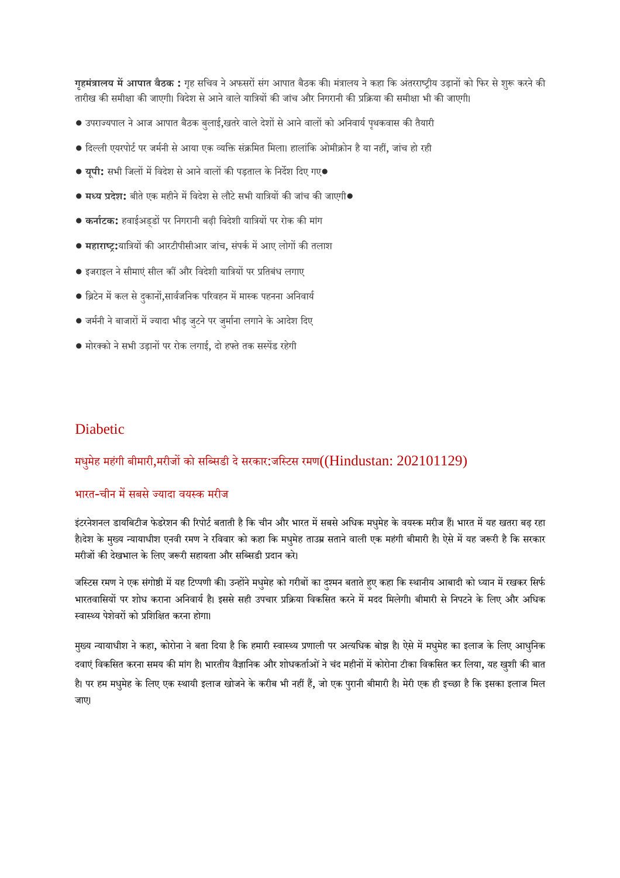**गृहमंत्रालय में आपात बैठक :** गृह सचिव ने अफसरों संग आपात बैठक की। मंत्रालय ने कहा कि अंतरराष्ट्रीय उड़ानों को फिर से शुरू करने की तारीख की समीक्षा की जाएगी। विदेश से आने वाले यात्रियों की जांच और निगरानी की प्रक्रिया की समीक्षा भी की जाएगी।

● उपराज्यपाल ने आज आपात बैठक बुलाई,खतरे वाले देशों से आने वालों को अनिवार्य पृथकवास की तैयारी

● दिल्ली एयरपोर्ट पर जर्मनी से आया एक व्यक्ति संक्रमित मिला। हालांकि ओमीक्रोन है या नहीं, जांच हो रही

● **यूपी:** सभी जिलों में विदेश से आने वालों की पड़ताल के निर्देश दिए गए●

● **मध्य प्रदेश:** बीते एक महीने में विदेश से लौटे सभी यात्रियों की जांच की जाएगी●

● **कर्नाटक:** हवाईअड्डों पर निगरानी बढ़ी विदेशी यात्रियों पर रोक की मांग

● **महाराष्ट्र:**यात्रियों की आरटीपीसीआर जांच, संपर्क में आए लोगों की तलाश

● इजराइल ने सीमाएं सील कीं और विदेशी यात्रियों पर प्रतिबंध लगाए

● ब्रिटेन में कल से दुकानों,सार्वजनिक परिवहन में मास्क पहनना अनिवार्य

● जर्मनी ने बाजारों में ज्यादा भीड़ जुटने पर जुर्माना लगाने के आदेश दिए

● मोरक्को ने सभी उड़ानों पर रोक लगाई, दो हफ्ते तक सस्पेंड रहेगी

## Diabetic

### मधुमेह महंगी बीमारी,मरीजों को सब्सिडी दे सरकार:जस्टिस रमण((Hindustan: 202101129)

#### भारत-चीन में सबसे ज्यादा वयस्क मरीज

इंटरनेशनल डायबिटीज फेडरेशन की रिपोर्ट बताती है कि चीन और भारत में सबसे अधिक मधुमेह के वयस्क मरीज हैं। भारत में यह खतरा बढ़ रहा है।देश के मुख्य न्यायाधीश एनवी रमण ने रविवार को कहा कि मधुमेह ताउम्र सताने वाली एक महंगी बीमारी है। ऐसे में यह जरूरी है कि सरकार मरीजों की देखभाल के लिए जरूरी सहायता और सब्सिडी प्रदान करे।

जस्टिस रमण ने एक संगोष्ठी में यह टिप्पणी की। उन्होंने मधुमेह को गरीबों का दुश्मन बताते हुए कहा कि स्थानीय आबादी को ध्यान में रखकर सिर्फ भारतवासियों पर शोध कराना अनिवार्य है। इससे सही उपचार प्रक्रिया विकसित करने में मदद मिलेगी। बीमारी से निपटने के लिए और अधिक स्वास्थ्य पेशेवरों को प्रशिक्षित करना होगा।

मुख्य न्यायाधीश ने कहा, कोरोना ने बता दिया है कि हमारी स्वास्थ्य प्रणाली पर अत्यधिक बोझ है। ऐसे में मधुमेह का इलाज के लिए आधुनिक दवाएं विकसित करना समय की मांग है। भारतीय वैज्ञानिक और शोधकर्ताओं ने चंद महीनों में कोरोना टीका विकसित कर लिया, यह खुशी की बात है। पर हम मधुमेह के लिए एक स्थायी इलाज खोजने के करीब भी नहीं हैं, जो एक पुरानी बीमारी है। मेरी एक ही इच्छा है कि इसका इलाज मिल जाए।